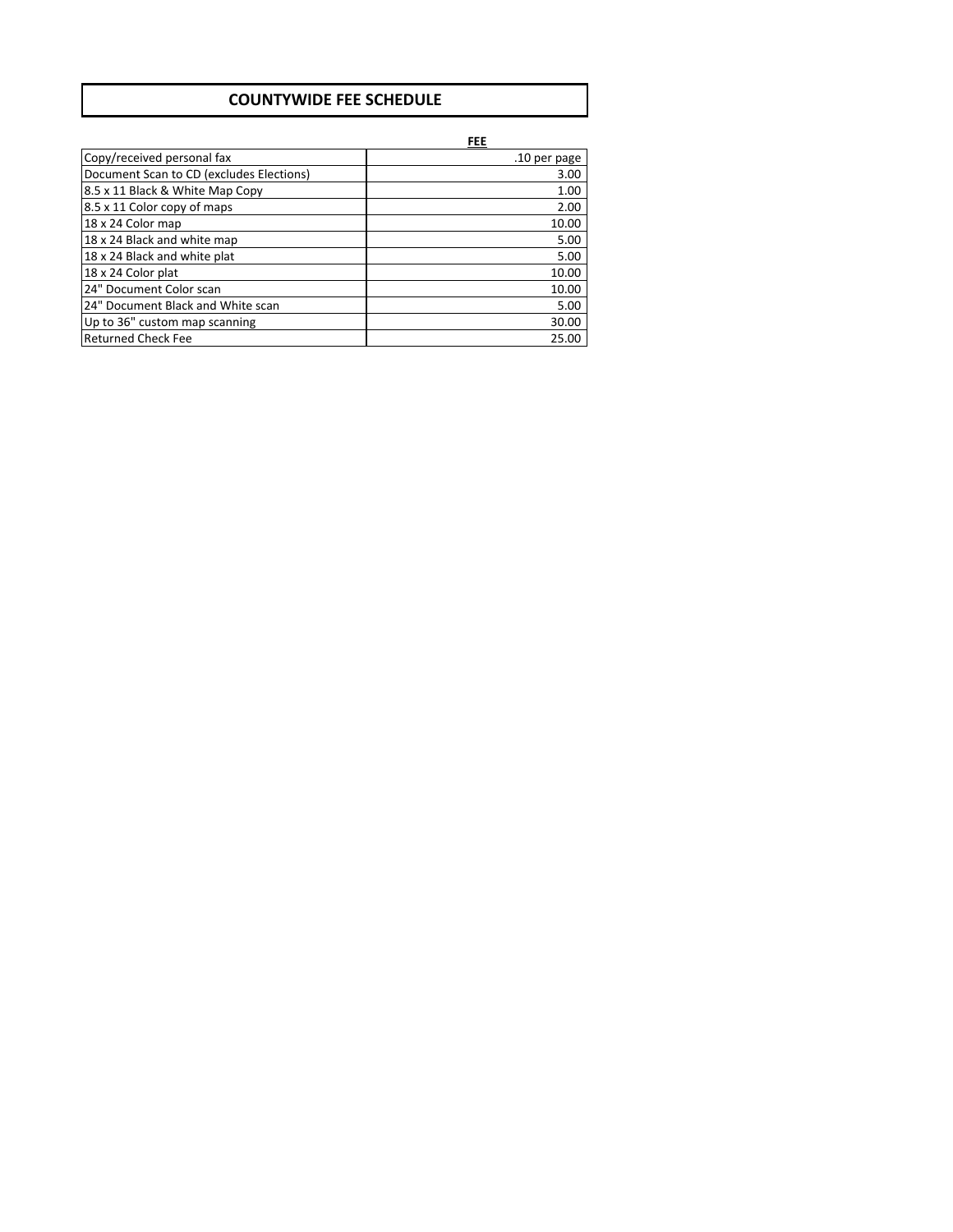# COUNTYWIDE FEE SCHEDULE

| | FEE |
|---|---|
| Copy/received personal fax | .10 per page |
| Document Scan to CD (excludes Elections) | 3.00 |
| 8.5 x 11 Black & White Map Copy | 1.00 |
| 8.5 x 11 Color copy of maps | 2.00 |
| 18 x 24 Color map | 10.00 |
| 18 x 24 Black and white map | 5.00 |
| 18 x 24 Black and white plat | 5.00 |
| 18 x 24 Color plat | 10.00 |
| 24" Document Color scan | 10.00 |
| 24" Document Black and White scan | 5.00 |
| Up to 36" custom map scanning | 30.00 |
| Returned Check Fee | 25.00 |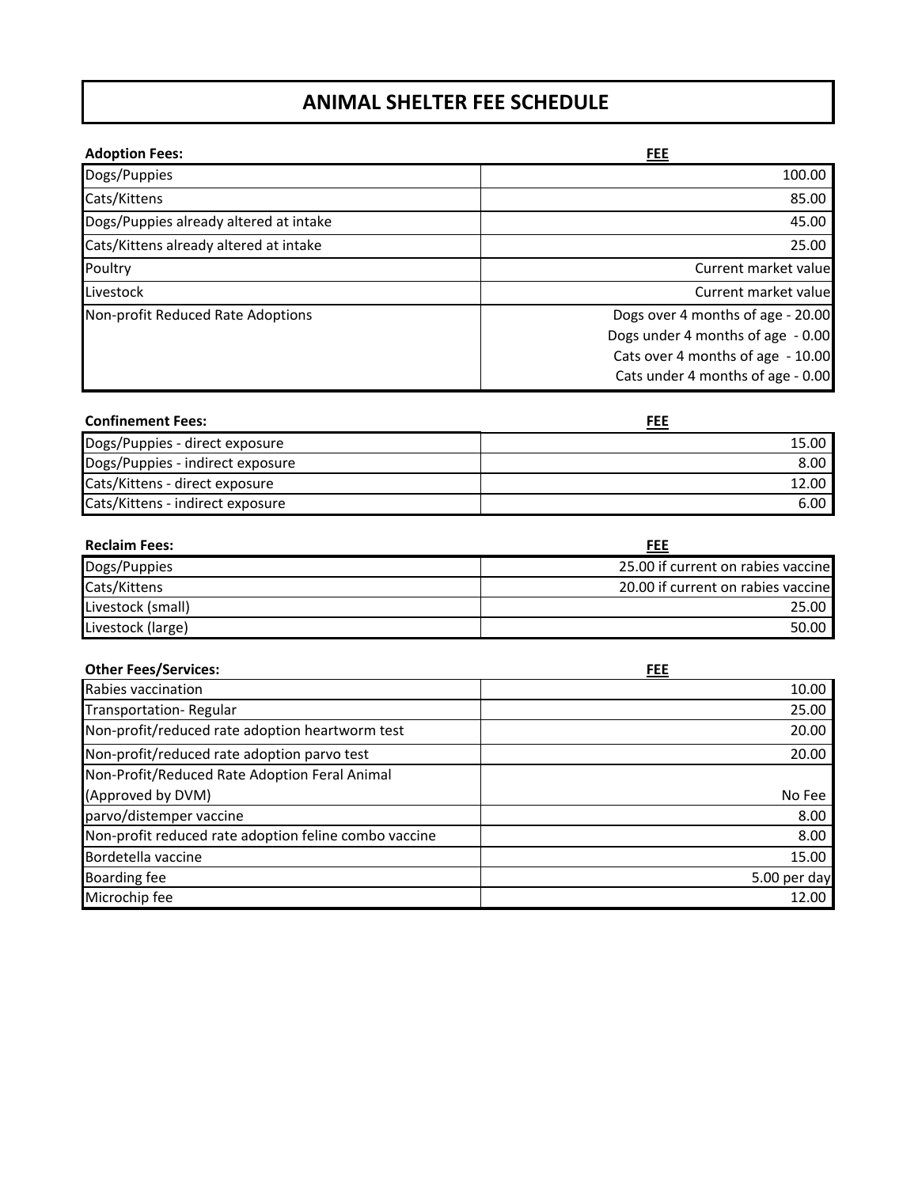# ANIMAL SHELTER FEE SCHEDULE

| Adoption Fees: | FEE |
|---|---|
| Dogs/Puppies | 100.00 |
| Cats/Kittens | 85.00 |
| Dogs/Puppies already altered at intake | 45.00 |
| Cats/Kittens already altered at intake | 25.00 |
| Poultry | Current market value |
| Livestock | Current market value |
| Non-profit Reduced Rate Adoptions | Dogs over 4 months of age - 20.00<br>Dogs under 4 months of age - 0.00<br>Cats over 4 months of age - 10.00<br>Cats under 4 months of age - 0.00 |

| Confinement Fees: | FEE |
|---|---|
| Dogs/Puppies - direct exposure | 15.00 |
| Dogs/Puppies - indirect exposure | 8.00 |
| Cats/Kittens - direct exposure | 12.00 |
| Cats/Kittens - indirect exposure | 6.00 |

| Reclaim Fees: | FEE |
|---|---|
| Dogs/Puppies | 25.00 if current on rabies vaccine |
| Cats/Kittens | 20.00 if current on rabies vaccine |
| Livestock (small) | 25.00 |
| Livestock (large) | 50.00 |

| Other Fees/Services: | FEE |
|---|---|
| Rabies vaccination | 10.00 |
| Transportation- Regular | 25.00 |
| Non-profit/reduced rate adoption heartworm test | 20.00 |
| Non-profit/reduced rate adoption parvo test | 20.00 |
| Non-Profit/Reduced Rate Adoption Feral Animal (Approved by DVM) | No Fee |
| parvo/distemper vaccine | 8.00 |
| Non-profit reduced rate adoption feline combo vaccine | 8.00 |
| Bordetella vaccine | 15.00 |
| Boarding fee | 5.00 per day |
| Microchip fee | 12.00 |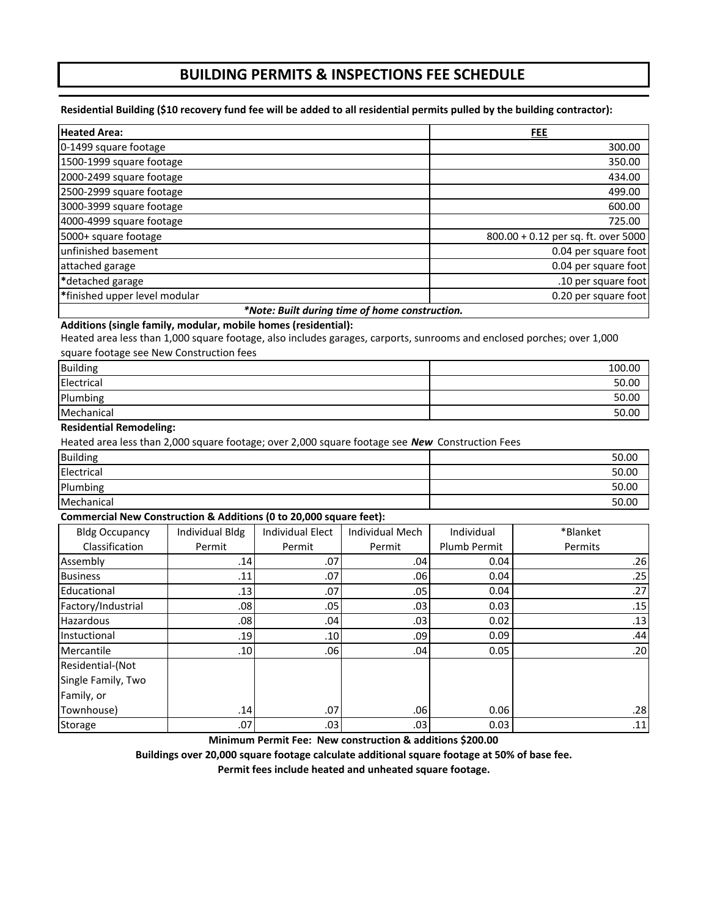# BUILDING PERMITS & INSPECTIONS FEE SCHEDULE

**Residential Building ($10 recovery fund fee will be added to all residential permits pulled by the building contractor):**

| Heated Area: | FEE |
| --- | --- |
| 0-1499 square footage | 300.00 |
| 1500-1999 square footage | 350.00 |
| 2000-2499 square footage | 434.00 |
| 2500-2999 square footage | 499.00 |
| 3000-3999 square footage | 600.00 |
| 4000-4999 square footage | 725.00 |
| 5000+ square footage | 800.00 + 0.12 per sq. ft. over 5000 |
| unfinished basement | 0.04 per square foot |
| attached garage | 0.04 per square foot |
| *detached garage | .10 per square foot |
| *finished upper level modular | 0.20 per square foot |

***Note: Built during time of home construction.***

**Additions (single family, modular, mobile homes (residential):**

Heated area less than 1,000 square footage, also includes garages, carports, sunrooms and enclosed porches; over 1,000 square footage see New Construction fees

| | |
| --- | --- |
| Building | 100.00 |
| Electrical | 50.00 |
| Plumbing | 50.00 |
| Mechanical | 50.00 |

**Residential Remodeling:**

Heated area less than 2,000 square footage; over 2,000 square footage see ***New*** Construction Fees

| | |
| --- | --- |
| Building | 50.00 |
| Electrical | 50.00 |
| Plumbing | 50.00 |
| Mechanical | 50.00 |

**Commercial New Construction & Additions (0 to 20,000 square feet):**

| Bldg Occupancy Classification | Individual Bldg Permit | Individual Elect Permit | Individual Mech Permit | Individual Plumb Permit | *Blanket Permits |
| --- | --- | --- | --- | --- | --- |
| Assembly | .14 | .07 | .04 | 0.04 | .26 |
| Business | .11 | .07 | .06 | 0.04 | .25 |
| Educational | .13 | .07 | .05 | 0.04 | .27 |
| Factory/Industrial | .08 | .05 | .03 | 0.03 | .15 |
| Hazardous | .08 | .04 | .03 | 0.02 | .13 |
| Instuctional | .19 | .10 | .09 | 0.09 | .44 |
| Mercantile | .10 | .06 | .04 | 0.05 | .20 |
| Residential-(Not Single Family, Two Family, or Townhouse) | .14 | .07 | .06 | 0.06 | .28 |
| Storage | .07 | .03 | .03 | 0.03 | .11 |

**Minimum Permit Fee: New construction & additions $200.00**

**Buildings over 20,000 square footage calculate additional square footage at 50% of base fee.**

**Permit fees include heated and unheated square footage.**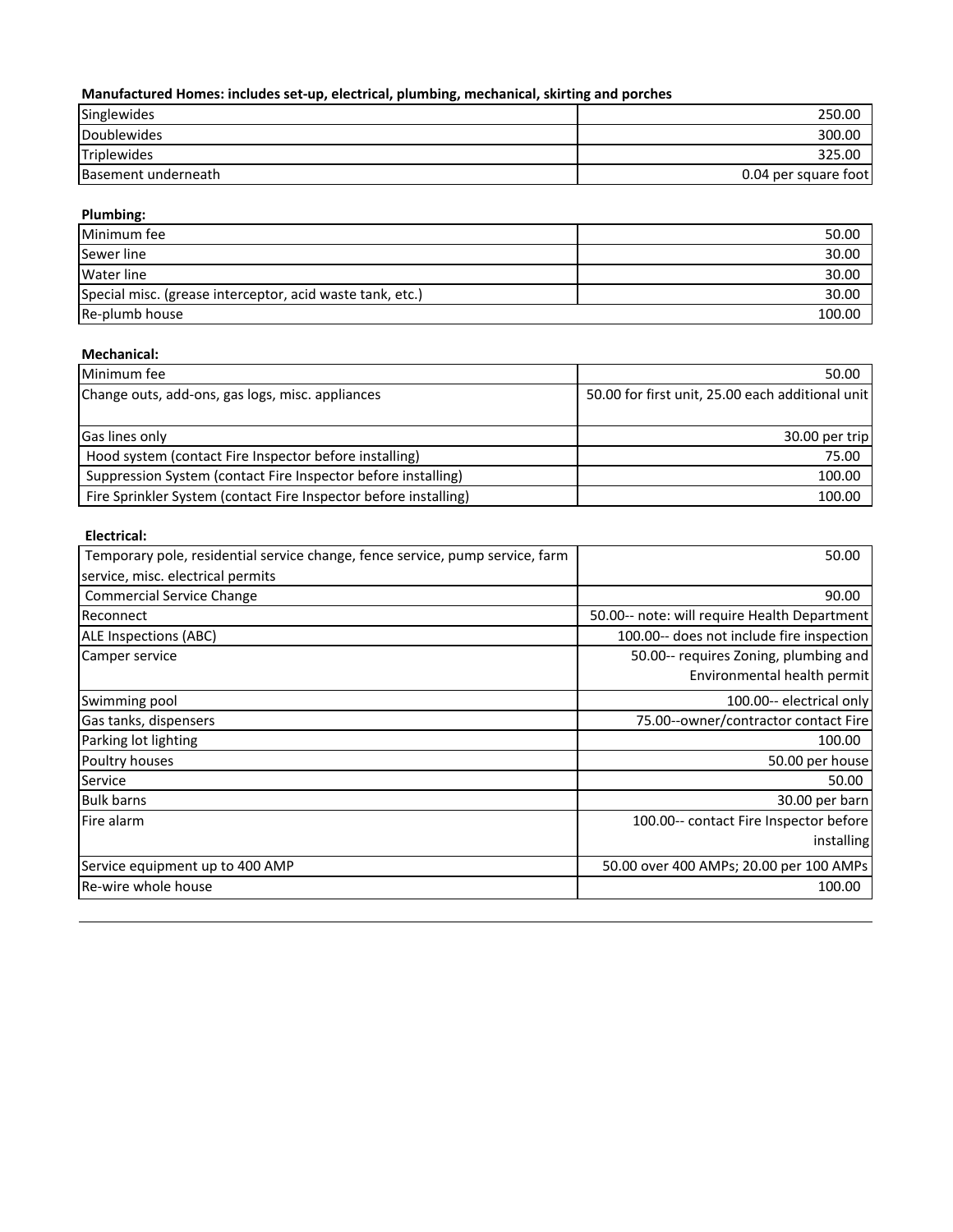**Manufactured Homes: includes set-up, electrical, plumbing, mechanical, skirting and porches**

| | |
|---|---|
| Singlewides | 250.00 |
| Doublewides | 300.00 |
| Triplewides | 325.00 |
| Basement underneath | 0.04 per square foot |

**Plumbing:**

| | |
|---|---|
| Minimum fee | 50.00 |
| Sewer line | 30.00 |
| Water line | 30.00 |
| Special misc. (grease interceptor, acid waste tank, etc.) | 30.00 |
| Re-plumb house | 100.00 |

**Mechanical:**

| | |
|---|---|
| Minimum fee | 50.00 |
| Change outs, add-ons, gas logs, misc. appliances | 50.00 for first unit, 25.00 each additional unit |
| Gas lines only | 30.00 per trip |
| Hood system (contact Fire Inspector before installing) | 75.00 |
| Suppression System (contact Fire Inspector before installing) | 100.00 |
| Fire Sprinkler System (contact Fire Inspector before installing) | 100.00 |

**Electrical:**

| | |
|---|---|
| Temporary pole, residential service change, fence service, pump service, farm service, misc. electrical permits | 50.00 |
| Commercial Service Change | 90.00 |
| Reconnect | 50.00-- note: will require Health Department |
| ALE Inspections (ABC) | 100.00-- does not include fire inspection |
| Camper service | 50.00-- requires Zoning, plumbing and Environmental health permit |
| Swimming pool | 100.00-- electrical only |
| Gas tanks, dispensers | 75.00--owner/contractor contact Fire |
| Parking lot lighting | 100.00 |
| Poultry houses | 50.00 per house |
| Service | 50.00 |
| Bulk barns | 30.00 per barn |
| Fire alarm | 100.00-- contact Fire Inspector before installing |
| Service equipment up to 400 AMP | 50.00 over 400 AMPs; 20.00 per 100 AMPs |
| Re-wire whole house | 100.00 |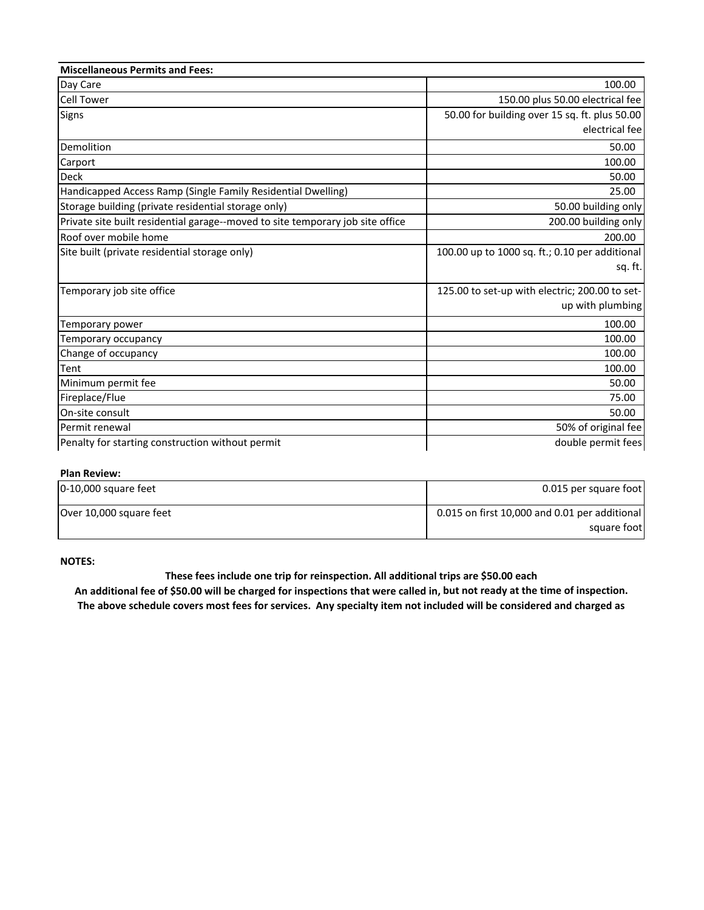| Miscellaneous Permits and Fees: | |
|---|---|
| Day Care | 100.00 |
| Cell Tower | 150.00 plus 50.00 electrical fee |
| Signs | 50.00 for building over 15 sq. ft. plus 50.00 electrical fee |
| Demolition | 50.00 |
| Carport | 100.00 |
| Deck | 50.00 |
| Handicapped Access Ramp (Single Family Residential Dwelling) | 25.00 |
| Storage building (private residential storage only) | 50.00 building only |
| Private site built residential garage--moved to site temporary job site office | 200.00 building only |
| Roof over mobile home | 200.00 |
| Site built (private residential storage only) | 100.00 up to 1000 sq. ft.; 0.10 per additional sq. ft. |
| Temporary job site office | 125.00 to set-up with electric; 200.00 to set-up with plumbing |
| Temporary power | 100.00 |
| Temporary occupancy | 100.00 |
| Change of occupancy | 100.00 |
| Tent | 100.00 |
| Minimum permit fee | 50.00 |
| Fireplace/Flue | 75.00 |
| On-site consult | 50.00 |
| Permit renewal | 50% of original fee |
| Penalty for starting construction without permit | double permit fees |

**Plan Review:**

| | |
|---|---|
| 0-10,000 square feet | 0.015 per square foot |
| Over 10,000 square feet | 0.015 on first 10,000 and 0.01 per additional square foot |

**NOTES:**

**These fees include one trip for reinspection. All additional trips are $50.00 each**

**An additional fee of $50.00 will be charged for inspections that were called in, but not ready at the time of inspection.**

**The above schedule covers most fees for services. Any specialty item not included will be considered and charged as**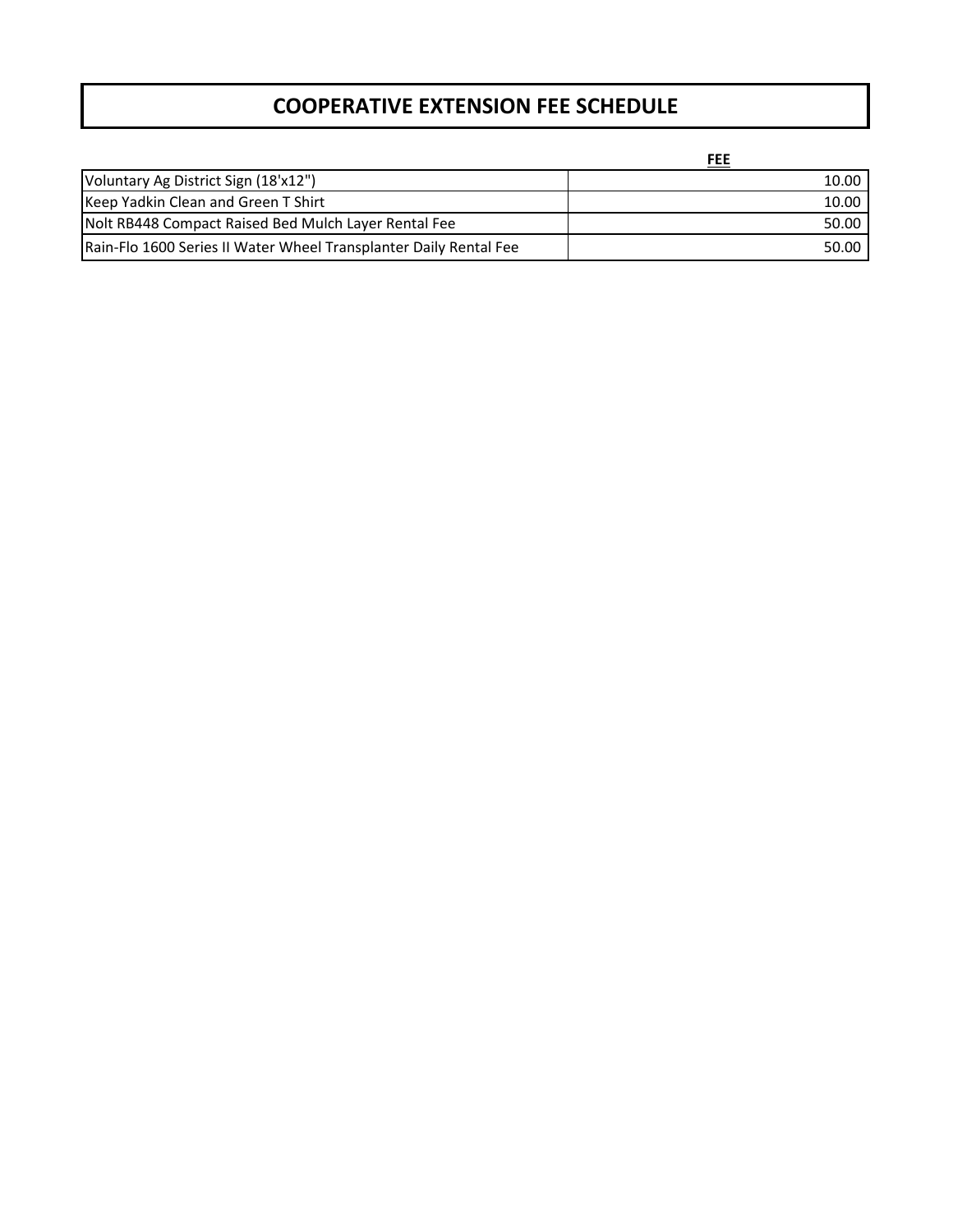# COOPERATIVE EXTENSION FEE SCHEDULE

| | FEE |
|---|---|
| Voluntary Ag District Sign (18'x12") | 10.00 |
| Keep Yadkin Clean and Green T Shirt | 10.00 |
| Nolt RB448 Compact Raised Bed Mulch Layer Rental Fee | 50.00 |
| Rain-Flo 1600 Series II Water Wheel Transplanter Daily Rental Fee | 50.00 |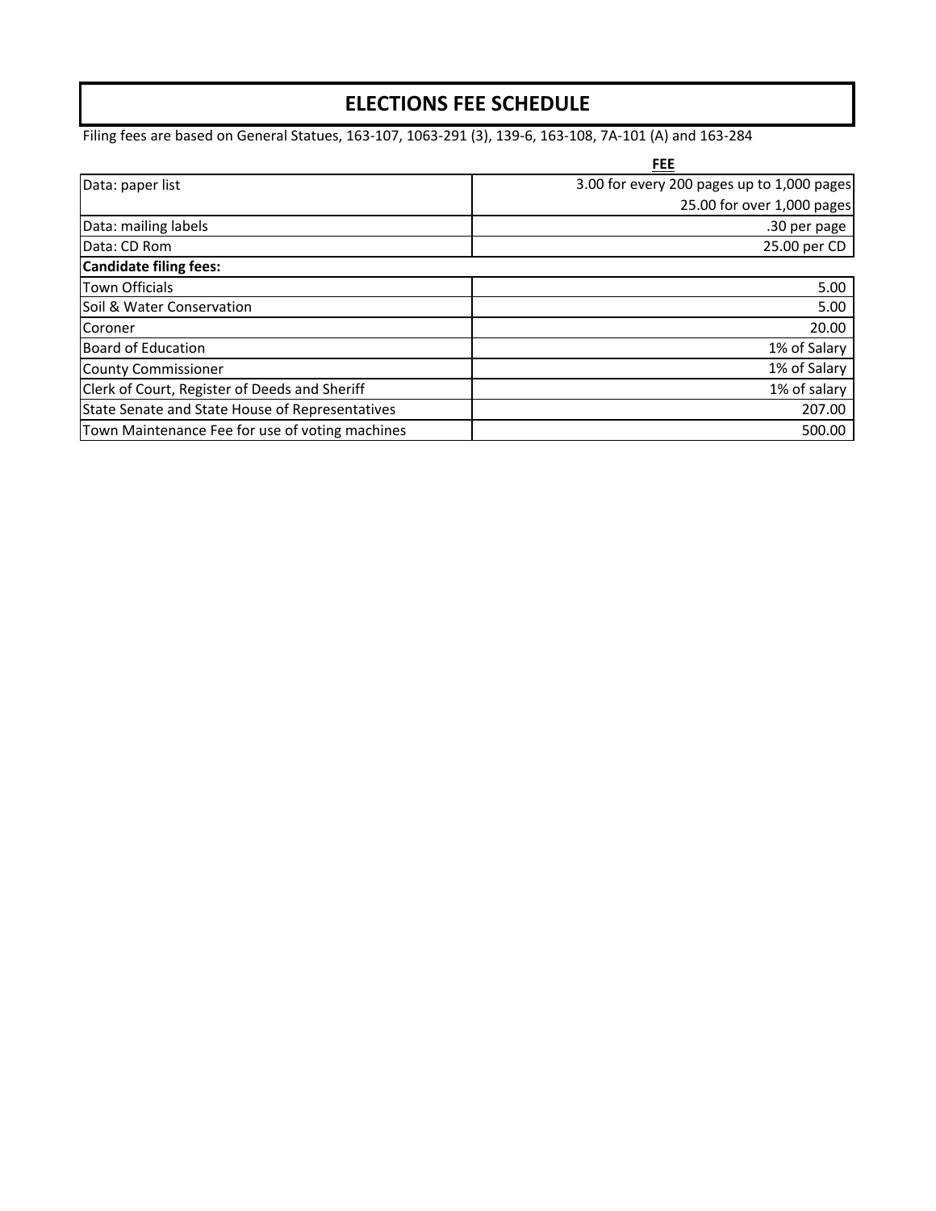# ELECTIONS FEE SCHEDULE

Filing fees are based on General Statues, 163-107, 1063-291 (3), 139-6, 163-108, 7A-101 (A) and 163-284

| | FEE |
|---|---|
| Data: paper list | 3.00 for every 200 pages up to 1,000 pages |
| | 25.00 for over 1,000 pages |
| Data: mailing labels | .30 per page |
| Data: CD Rom | 25.00 per CD |
| **Candidate filing fees:** | |
| Town Officials | 5.00 |
| Soil & Water Conservation | 5.00 |
| Coroner | 20.00 |
| Board of Education | 1% of Salary |
| County Commissioner | 1% of Salary |
| Clerk of Court, Register of Deeds and Sheriff | 1% of salary |
| State Senate and State House of Representatives | 207.00 |
| Town Maintenance Fee for use of voting machines | 500.00 |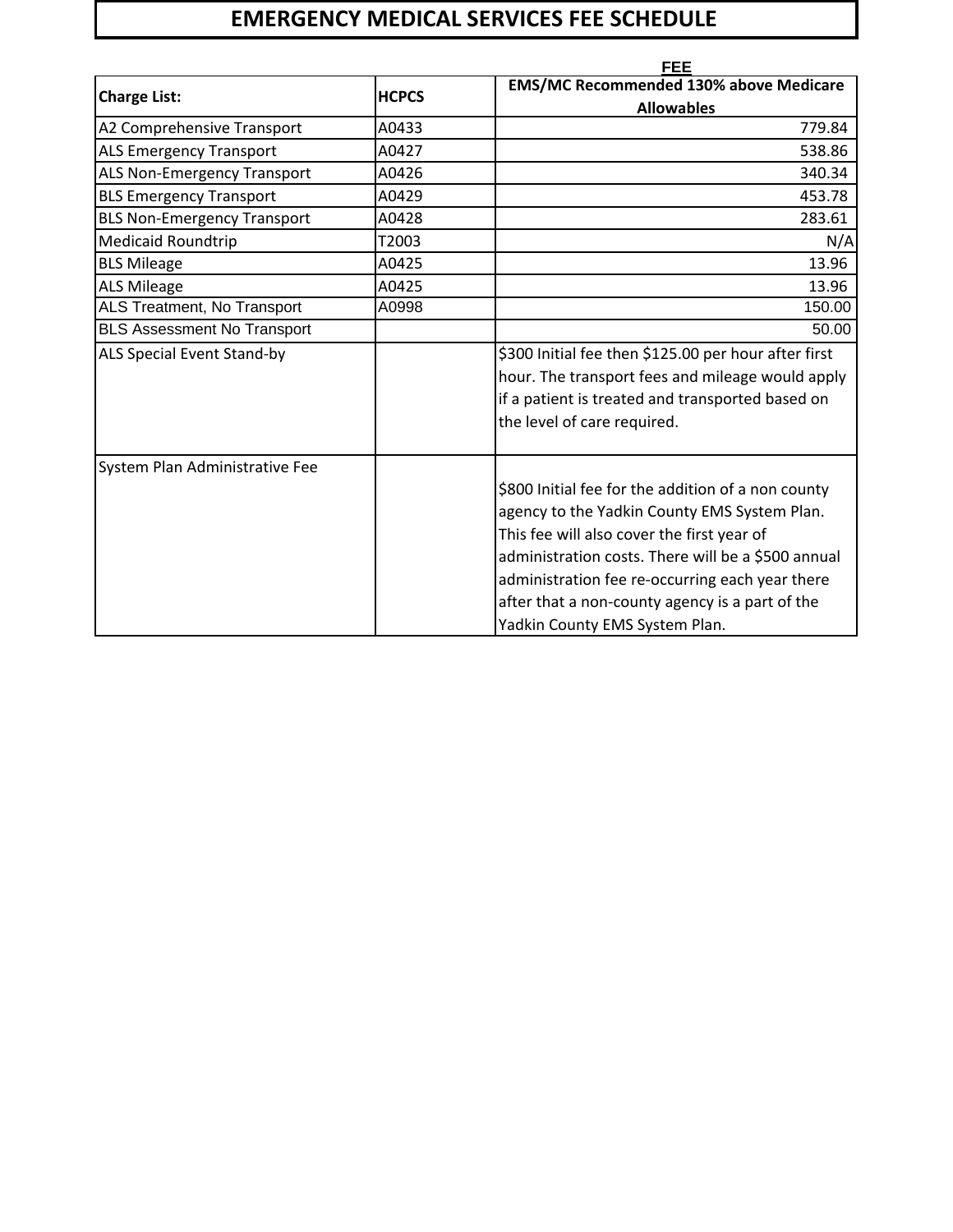# EMERGENCY MEDICAL SERVICES FEE SCHEDULE

| Charge List: | HCPCS | FEE<br>EMS/MC Recommended 130% above Medicare Allowables |
|---|---|---|
| A2 Comprehensive Transport | A0433 | 779.84 |
| ALS Emergency Transport | A0427 | 538.86 |
| ALS Non-Emergency Transport | A0426 | 340.34 |
| BLS Emergency Transport | A0429 | 453.78 |
| BLS Non-Emergency Transport | A0428 | 283.61 |
| Medicaid Roundtrip | T2003 | N/A |
| BLS Mileage | A0425 | 13.96 |
| ALS Mileage | A0425 | 13.96 |
| ALS Treatment, No Transport | A0998 | 150.00 |
| BLS Assessment No Transport | | 50.00 |
| ALS Special Event Stand-by | | $300 Initial fee then $125.00 per hour after first hour. The transport fees and mileage would apply if a patient is treated and transported based on the level of care required. |
| System Plan Administrative Fee | | $800 Initial fee for the addition of a non county agency to the Yadkin County EMS System Plan. This fee will also cover the first year of administration costs. There will be a $500 annual administration fee re-occurring each year there after that a non-county agency is a part of the Yadkin County EMS System Plan. |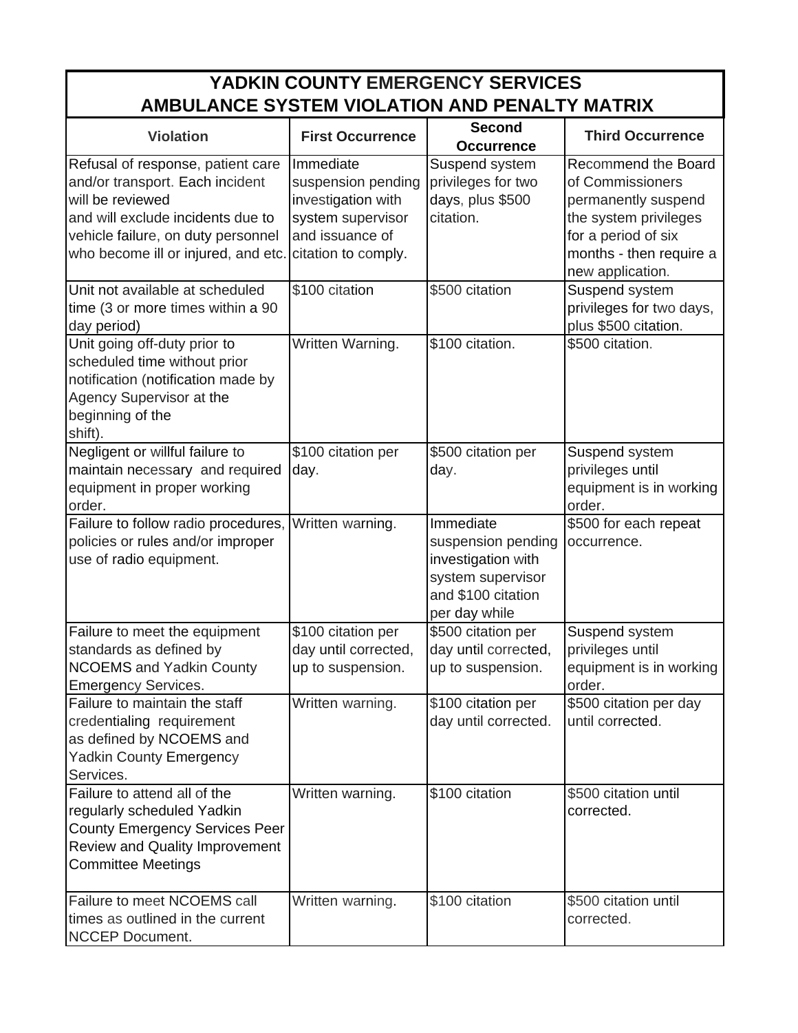# YADKIN COUNTY EMERGENCY SERVICES
## AMBULANCE SYSTEM VIOLATION AND PENALTY MATRIX

| Violation | First Occurrence | Second Occurrence | Third Occurrence |
|---|---|---|---|
| Refusal of response, patient care and/or transport. Each incident will be reviewed and will exclude incidents due to vehicle failure, on duty personnel who become ill or injured, and etc. | Immediate suspension pending investigation with system supervisor and issuance of citation to comply. | Suspend system privileges for two days, plus $500 citation. | Recommend the Board of Commissioners permanently suspend the system privileges for a period of six months - then require a new application. |
| Unit not available at scheduled time (3 or more times within a 90 day period) | $100 citation | $500 citation | Suspend system privileges for two days, plus $500 citation. |
| Unit going off-duty prior to scheduled time without prior notification (notification made by Agency Supervisor at the beginning of the shift). | Written Warning. | $100 citation. | $500 citation. |
| Negligent or willful failure to maintain necessary and required equipment in proper working order. | $100 citation per day. | $500 citation per day. | Suspend system privileges until equipment is in working order. |
| Failure to follow radio procedures, policies or rules and/or improper use of radio equipment. | Written warning. | Immediate suspension pending investigation with system supervisor and $100 citation per day while | $500 for each repeat occurrence. |
| Failure to meet the equipment standards as defined by NCOEMS and Yadkin County Emergency Services. | $100 citation per day until corrected, up to suspension. | $500 citation per day until corrected, up to suspension. | Suspend system privileges until equipment is in working order. |
| Failure to maintain the staff credentialing requirement as defined by NCOEMS and Yadkin County Emergency Services. | Written warning. | $100 citation per day until corrected. | $500 citation per day until corrected. |
| Failure to attend all of the regularly scheduled Yadkin County Emergency Services Peer Review and Quality Improvement Committee Meetings | Written warning. | $100 citation | $500 citation until corrected. |
| Failure to meet NCOEMS call times as outlined in the current NCCEP Document. | Written warning. | $100 citation | $500 citation until corrected. |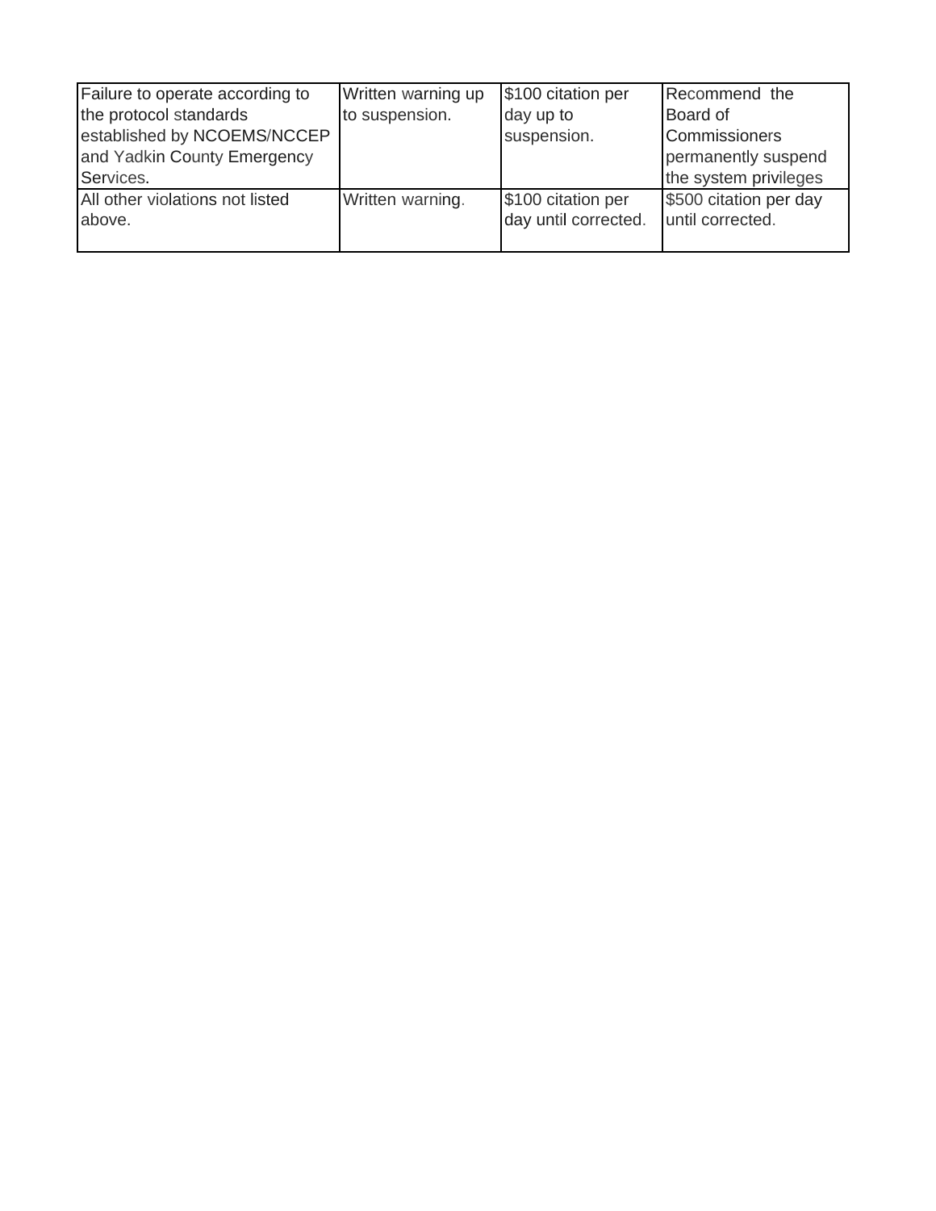| | | | |
|---|---|---|---|
| Failure to operate according to the protocol standards established by NCOEMS/NCCEP and Yadkin County Emergency Services. | Written warning up to suspension. | $100 citation per day up to suspension. | Recommend the Board of Commissioners permanently suspend the system privileges |
| All other violations not listed above. | Written warning. | $100 citation per day until corrected. | $500 citation per day until corrected. |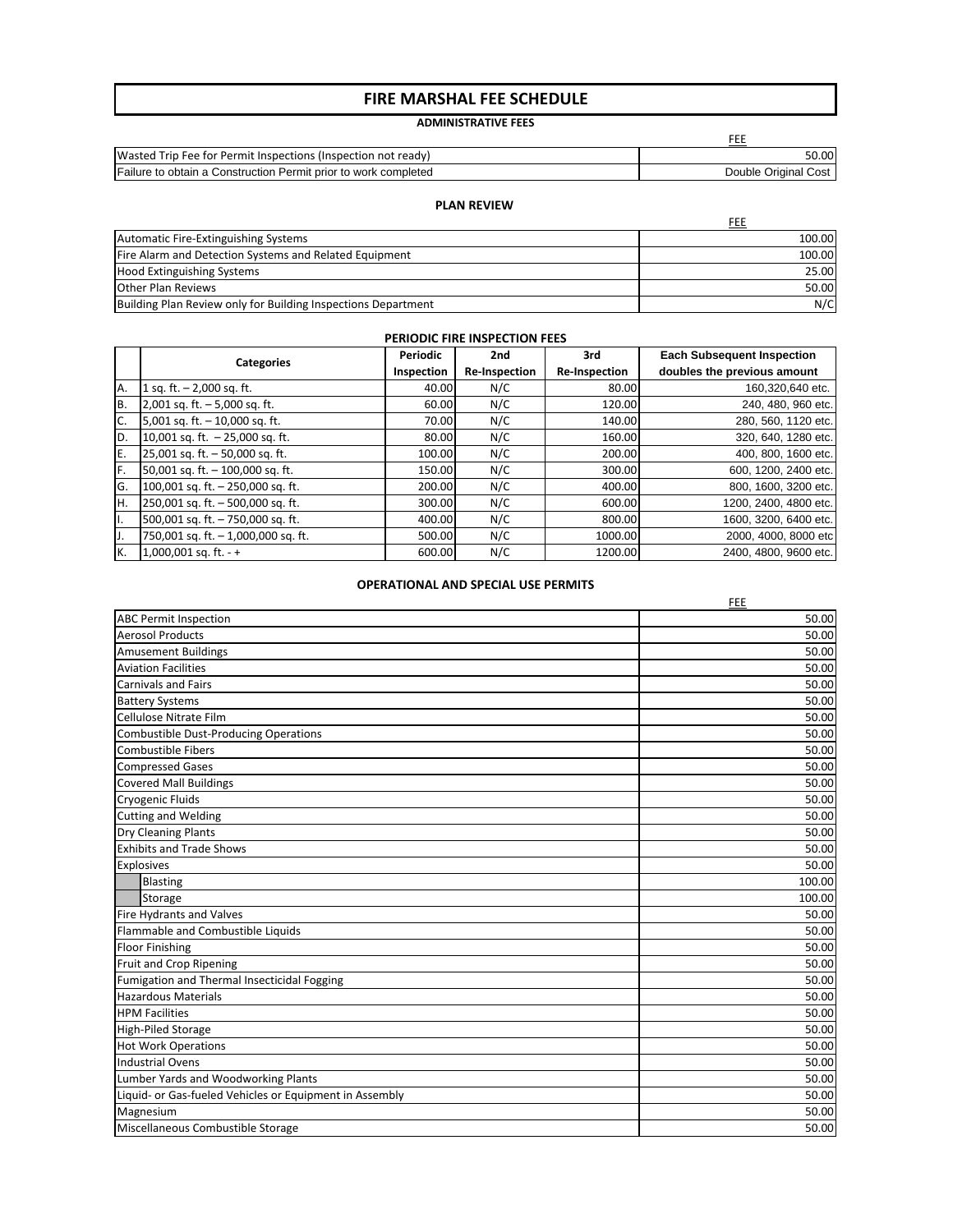# FIRE MARSHAL FEE SCHEDULE

## ADMINISTRATIVE FEES

| | FEE |
|---|---|
| Wasted Trip Fee for Permit Inspections (Inspection not ready) | 50.00 |
| Failure to obtain a Construction Permit prior to work completed | Double Original Cost |

## PLAN REVIEW

| | FEE |
|---|---|
| Automatic Fire-Extinguishing Systems | 100.00 |
| Fire Alarm and Detection Systems and Related Equipment | 100.00 |
| Hood Extinguishing Systems | 25.00 |
| Other Plan Reviews | 50.00 |
| Building Plan Review only for Building Inspections Department | N/C |

## PERIODIC FIRE INSPECTION FEES

| | Categories | Periodic Inspection | 2nd Re-Inspection | 3rd Re-Inspection | Each Subsequent Inspection doubles the previous amount |
|---|---|---|---|---|---|
| A. | 1 sq. ft. – 2,000 sq. ft. | 40.00 | N/C | 80.00 | 160,320,640 etc. |
| B. | 2,001 sq. ft. – 5,000 sq. ft. | 60.00 | N/C | 120.00 | 240, 480, 960 etc. |
| C. | 5,001 sq. ft. – 10,000 sq. ft. | 70.00 | N/C | 140.00 | 280, 560, 1120 etc. |
| D. | 10,001 sq. ft. – 25,000 sq. ft. | 80.00 | N/C | 160.00 | 320, 640, 1280 etc. |
| E. | 25,001 sq. ft. – 50,000 sq. ft. | 100.00 | N/C | 200.00 | 400, 800, 1600 etc. |
| F. | 50,001 sq. ft. – 100,000 sq. ft. | 150.00 | N/C | 300.00 | 600, 1200, 2400 etc. |
| G. | 100,001 sq. ft. – 250,000 sq. ft. | 200.00 | N/C | 400.00 | 800, 1600, 3200 etc. |
| H. | 250,001 sq. ft. – 500,000 sq. ft. | 300.00 | N/C | 600.00 | 1200, 2400, 4800 etc. |
| I. | 500,001 sq. ft. – 750,000 sq. ft. | 400.00 | N/C | 800.00 | 1600, 3200, 6400 etc. |
| J. | 750,001 sq. ft. – 1,000,000 sq. ft. | 500.00 | N/C | 1000.00 | 2000, 4000, 8000 etc |
| K. | 1,000,001 sq. ft. - + | 600.00 | N/C | 1200.00 | 2400, 4800, 9600 etc. |

## OPERATIONAL AND SPECIAL USE PERMITS

| | FEE |
|---|---|
| ABC Permit Inspection | 50.00 |
| Aerosol Products | 50.00 |
| Amusement Buildings | 50.00 |
| Aviation Facilities | 50.00 |
| Carnivals and Fairs | 50.00 |
| Battery Systems | 50.00 |
| Cellulose Nitrate Film | 50.00 |
| Combustible Dust-Producing Operations | 50.00 |
| Combustible Fibers | 50.00 |
| Compressed Gases | 50.00 |
| Covered Mall Buildings | 50.00 |
| Cryogenic Fluids | 50.00 |
| Cutting and Welding | 50.00 |
| Dry Cleaning Plants | 50.00 |
| Exhibits and Trade Shows | 50.00 |
| Explosives | 50.00 |
| Blasting | 100.00 |
| Storage | 100.00 |
| Fire Hydrants and Valves | 50.00 |
| Flammable and Combustible Liquids | 50.00 |
| Floor Finishing | 50.00 |
| Fruit and Crop Ripening | 50.00 |
| Fumigation and Thermal Insecticidal Fogging | 50.00 |
| Hazardous Materials | 50.00 |
| HPM Facilities | 50.00 |
| High-Piled Storage | 50.00 |
| Hot Work Operations | 50.00 |
| Industrial Ovens | 50.00 |
| Lumber Yards and Woodworking Plants | 50.00 |
| Liquid- or Gas-fueled Vehicles or Equipment in Assembly | 50.00 |
| Magnesium | 50.00 |
| Miscellaneous Combustible Storage | 50.00 |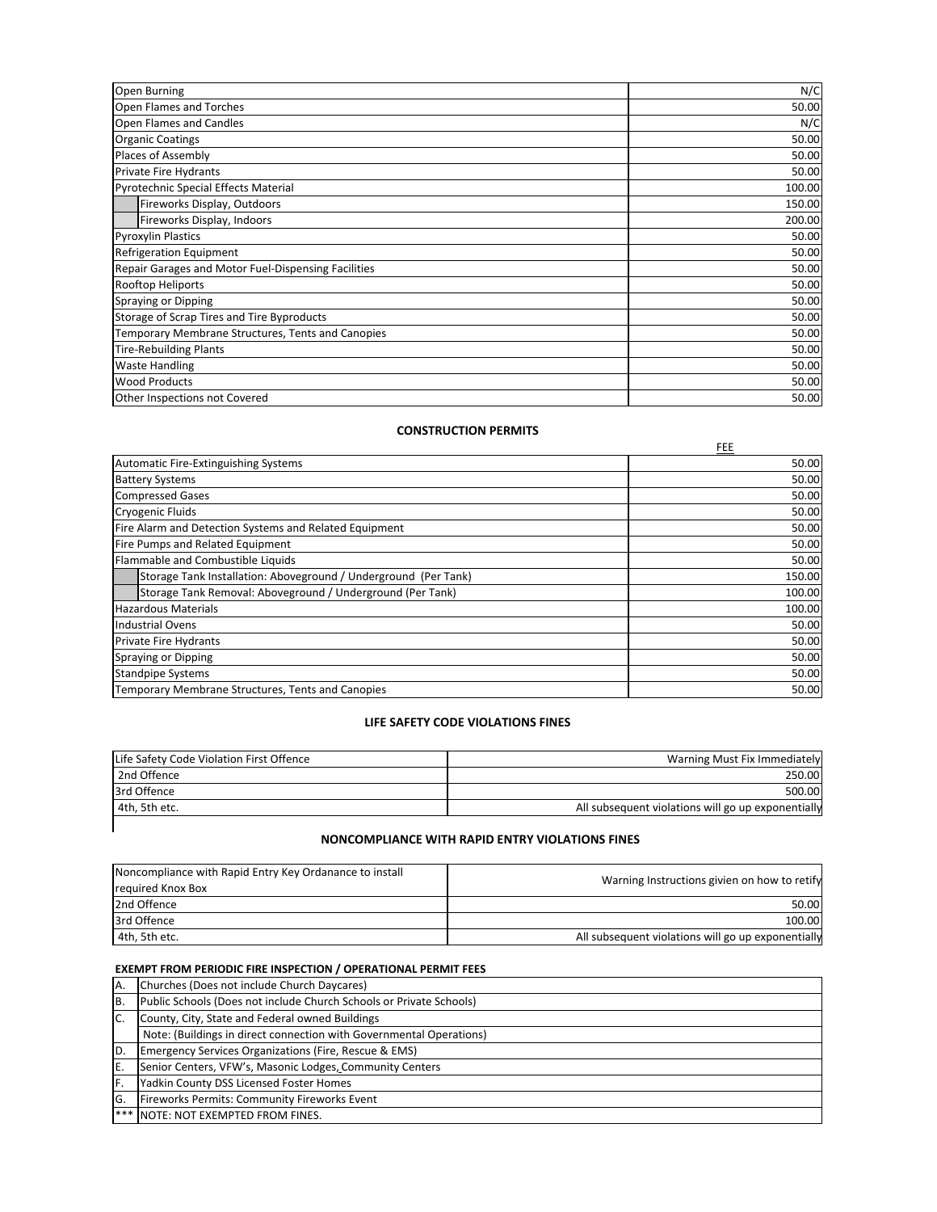| | |
|---|---|
| Open Burning | N/C |
| Open Flames and Torches | 50.00 |
| Open Flames and Candles | N/C |
| Organic Coatings | 50.00 |
| Places of Assembly | 50.00 |
| Private Fire Hydrants | 50.00 |
| Pyrotechnic Special Effects Material | 100.00 |
| Fireworks Display, Outdoors | 150.00 |
| Fireworks Display, Indoors | 200.00 |
| Pyroxylin Plastics | 50.00 |
| Refrigeration Equipment | 50.00 |
| Repair Garages and Motor Fuel-Dispensing Facilities | 50.00 |
| Rooftop Heliports | 50.00 |
| Spraying or Dipping | 50.00 |
| Storage of Scrap Tires and Tire Byproducts | 50.00 |
| Temporary Membrane Structures, Tents and Canopies | 50.00 |
| Tire-Rebuilding Plants | 50.00 |
| Waste Handling | 50.00 |
| Wood Products | 50.00 |
| Other Inspections not Covered | 50.00 |

**CONSTRUCTION PERMITS**

| | FEE |
|---|---|
| Automatic Fire-Extinguishing Systems | 50.00 |
| Battery Systems | 50.00 |
| Compressed Gases | 50.00 |
| Cryogenic Fluids | 50.00 |
| Fire Alarm and Detection Systems and Related Equipment | 50.00 |
| Fire Pumps and Related Equipment | 50.00 |
| Flammable and Combustible Liquids | 50.00 |
| Storage Tank Installation: Aboveground / Underground (Per Tank) | 150.00 |
| Storage Tank Removal: Aboveground / Underground (Per Tank) | 100.00 |
| Hazardous Materials | 100.00 |
| Industrial Ovens | 50.00 |
| Private Fire Hydrants | 50.00 |
| Spraying or Dipping | 50.00 |
| Standpipe Systems | 50.00 |
| Temporary Membrane Structures, Tents and Canopies | 50.00 |

**LIFE SAFETY CODE VIOLATIONS FINES**

| | |
|---|---|
| Life Safety Code Violation First Offence | Warning Must Fix Immediately |
| 2nd Offence | 250.00 |
| 3rd Offence | 500.00 |
| 4th, 5th etc. | All subsequent violations will go up exponentially |

**NONCOMPLIANCE WITH RAPID ENTRY VIOLATIONS FINES**

| | |
|---|---|
| Noncompliance with Rapid Entry Key Ordanance to install required Knox Box | Warning Instructions givien on how to retify |
| 2nd Offence | 50.00 |
| 3rd Offence | 100.00 |
| 4th, 5th etc. | All subsequent violations will go up exponentially |

**EXEMPT FROM PERIODIC FIRE INSPECTION / OPERATIONAL PERMIT FEES**

| | |
|---|---|
| A. | Churches (Does not include Church Daycares) |
| B. | Public Schools (Does not include Church Schools or Private Schools) |
| C. | County, City, State and Federal owned Buildings |
| | Note: (Buildings in direct connection with Governmental Operations) |
| D. | Emergency Services Organizations (Fire, Rescue & EMS) |
| E. | Senior Centers, VFW's, Masonic Lodges, Community Centers |
| F. | Yadkin County DSS Licensed Foster Homes |
| G. | Fireworks Permits: Community Fireworks Event |
| *** | NOTE: NOT EXEMPTED FROM FINES. |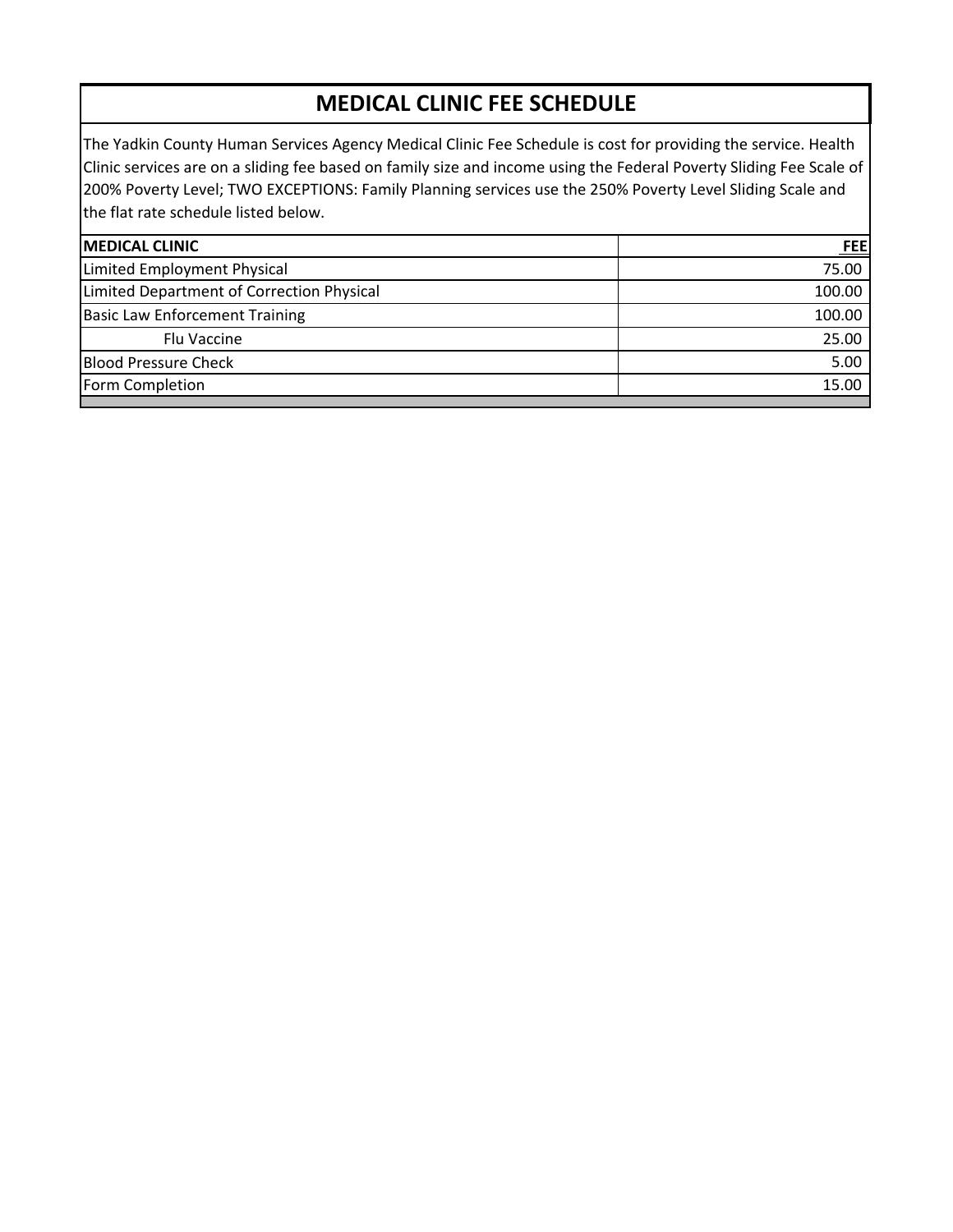# MEDICAL CLINIC FEE SCHEDULE

The Yadkin County Human Services Agency Medical Clinic Fee Schedule is cost for providing the service. Health Clinic services are on a sliding fee based on family size and income using the Federal Poverty Sliding Fee Scale of 200% Poverty Level; TWO EXCEPTIONS: Family Planning services use the 250% Poverty Level Sliding Scale and the flat rate schedule listed below.

| MEDICAL CLINIC | FEE |
|---|---|
| Limited Employment Physical | 75.00 |
| Limited Department of Correction Physical | 100.00 |
| Basic Law Enforcement Training | 100.00 |
| Flu Vaccine | 25.00 |
| Blood Pressure Check | 5.00 |
| Form Completion | 15.00 |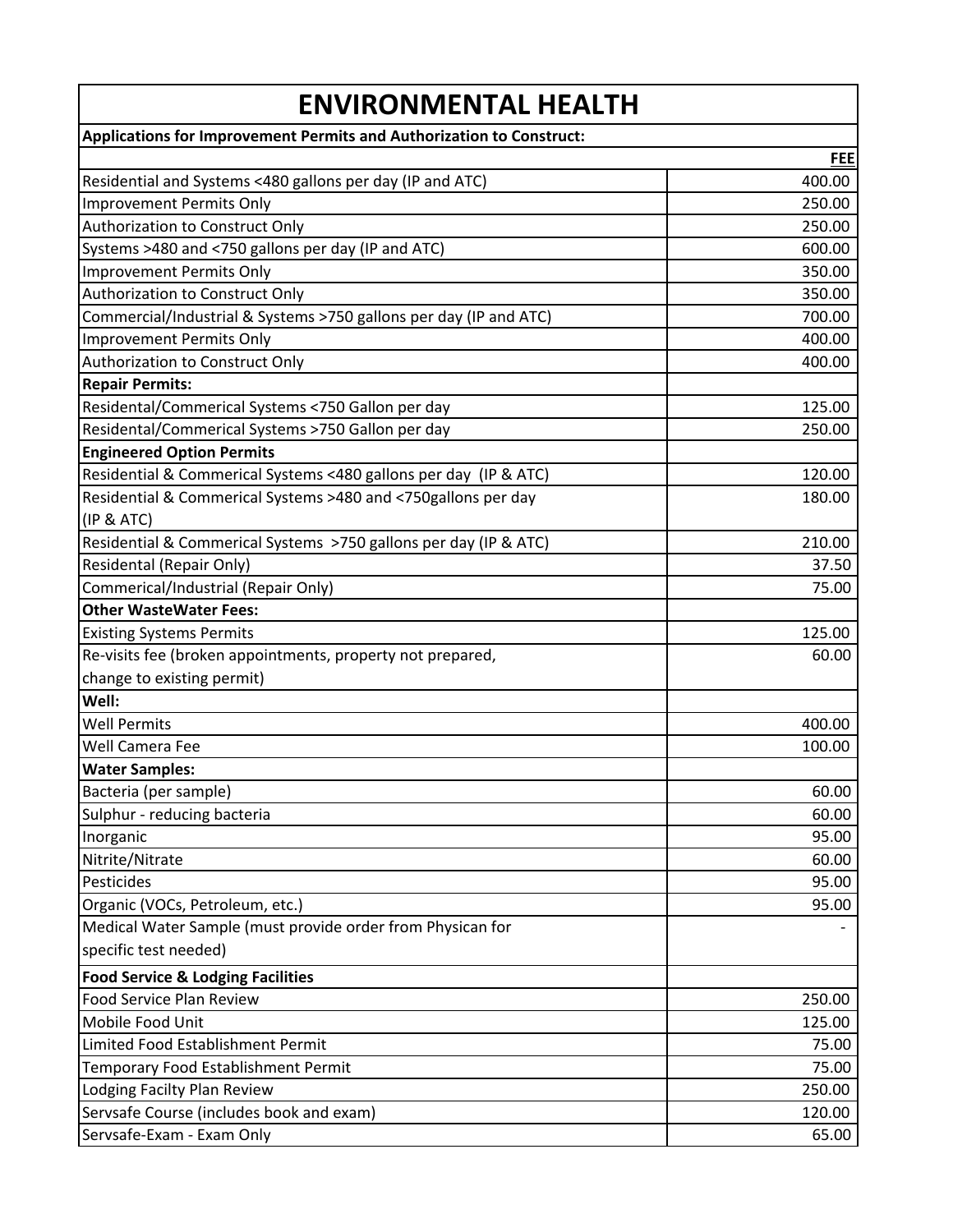# ENVIRONMENTAL HEALTH

| Applications for Improvement Permits and Authorization to Construct: | FEE |
|---|---|
| Residential and Systems <480 gallons per day (IP and ATC) | 400.00 |
| Improvement Permits Only | 250.00 |
| Authorization to Construct Only | 250.00 |
| Systems >480 and <750 gallons per day (IP and ATC) | 600.00 |
| Improvement Permits Only | 350.00 |
| Authorization to Construct Only | 350.00 |
| Commercial/Industrial & Systems >750 gallons per day (IP and ATC) | 700.00 |
| Improvement Permits Only | 400.00 |
| Authorization to Construct Only | 400.00 |
| **Repair Permits:** | |
| Residental/Commerical Systems <750 Gallon per day | 125.00 |
| Residental/Commerical Systems >750 Gallon per day | 250.00 |
| **Engineered Option Permits** | |
| Residential & Commerical Systems <480 gallons per day (IP & ATC) | 120.00 |
| Residential & Commerical Systems >480 and <750gallons per day (IP & ATC) | 180.00 |
| Residential & Commerical Systems >750 gallons per day (IP & ATC) | 210.00 |
| Residental (Repair Only) | 37.50 |
| Commerical/Industrial (Repair Only) | 75.00 |
| **Other WasteWater Fees:** | |
| Existing Systems Permits | 125.00 |
| Re-visits fee (broken appointments, property not prepared, change to existing permit) | 60.00 |
| **Well:** | |
| Well Permits | 400.00 |
| Well Camera Fee | 100.00 |
| **Water Samples:** | |
| Bacteria (per sample) | 60.00 |
| Sulphur - reducing bacteria | 60.00 |
| Inorganic | 95.00 |
| Nitrite/Nitrate | 60.00 |
| Pesticides | 95.00 |
| Organic (VOCs, Petroleum, etc.) | 95.00 |
| Medical Water Sample (must provide order from Physican for specific test needed) | - |
| **Food Service & Lodging Facilities** | |
| Food Service Plan Review | 250.00 |
| Mobile Food Unit | 125.00 |
| Limited Food Establishment Permit | 75.00 |
| Temporary Food Establishment Permit | 75.00 |
| Lodging Facilty Plan Review | 250.00 |
| Servsafe Course (includes book and exam) | 120.00 |
| Servsafe-Exam - Exam Only | 65.00 |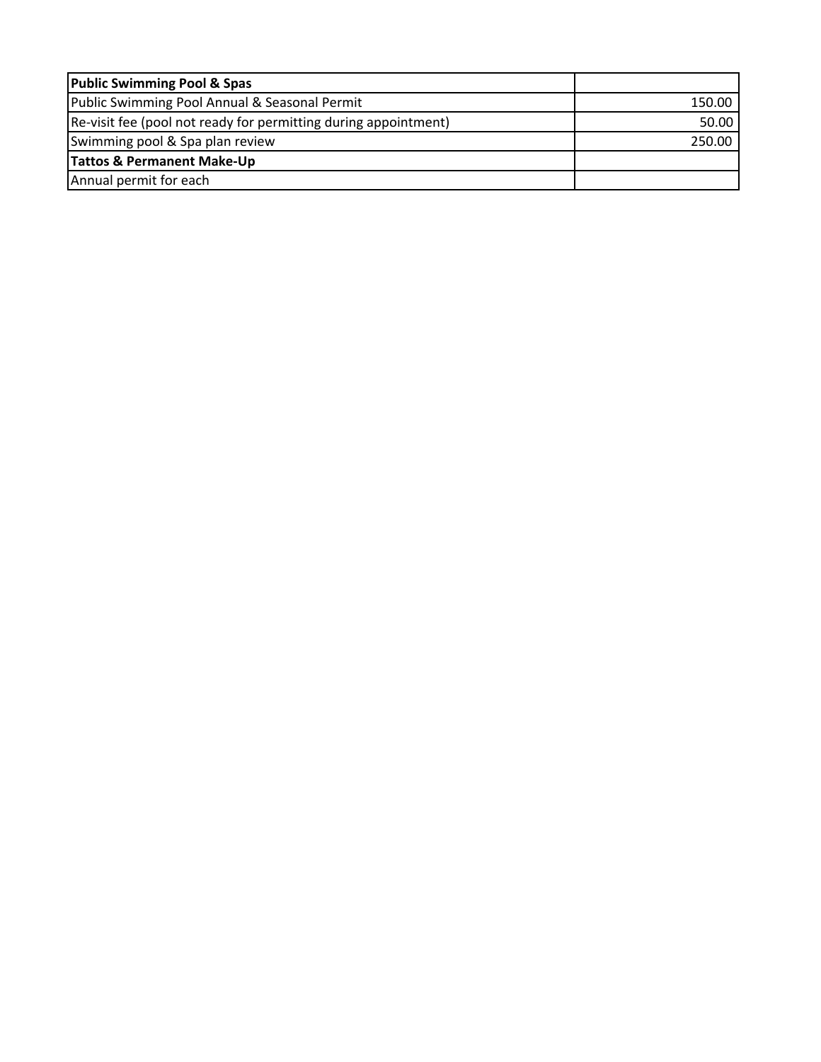| **Public Swimming Pool & Spas** | |
| --- | --- |
| Public Swimming Pool Annual & Seasonal Permit | 150.00 |
| Re-visit fee (pool not ready for permitting during appointment) | 50.00 |
| Swimming pool & Spa plan review | 250.00 |
| **Tattos & Permanent Make-Up** | |
| Annual permit for each | |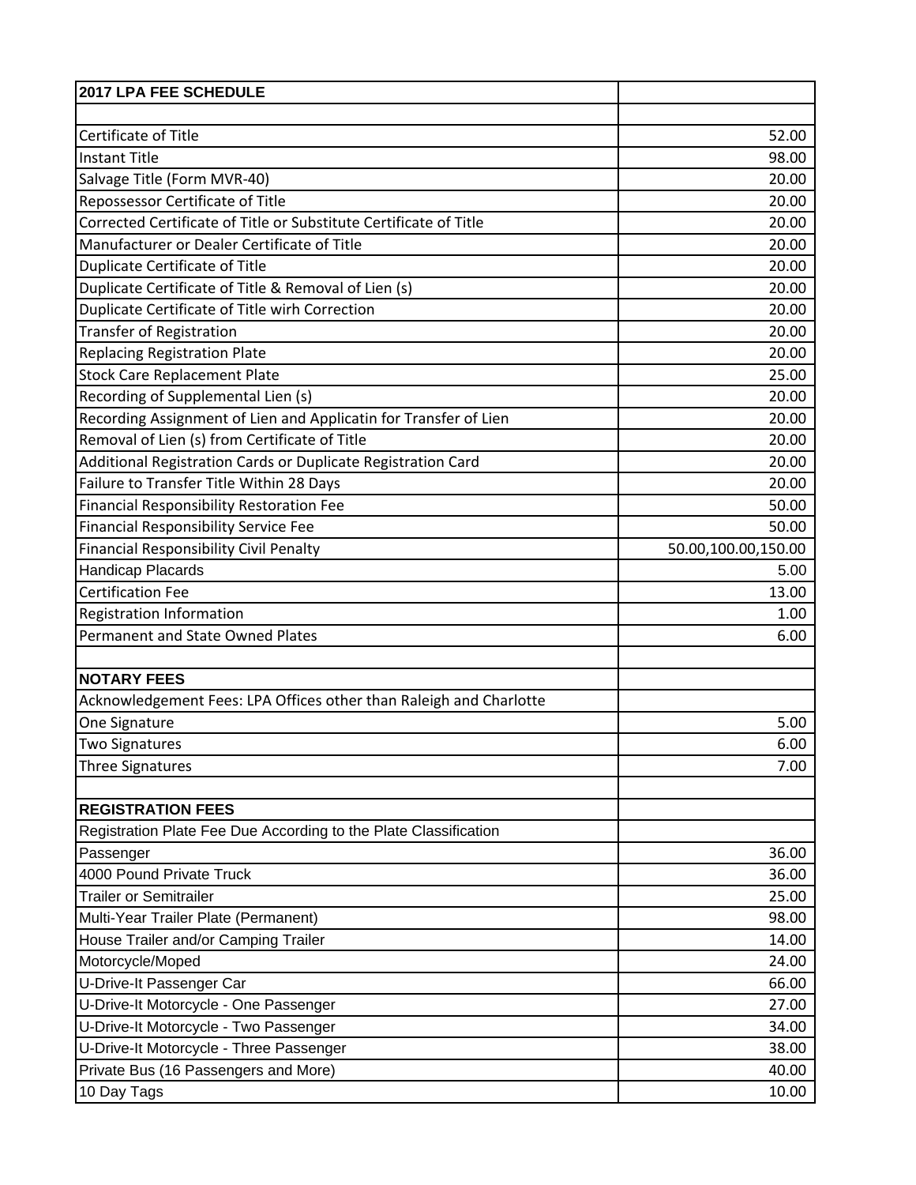| 2017 LPA FEE SCHEDULE | |
|---|---|
| | |
| Certificate of Title | 52.00 |
| Instant Title | 98.00 |
| Salvage Title (Form MVR-40) | 20.00 |
| Repossessor Certificate of Title | 20.00 |
| Corrected Certificate of Title or Substitute Certificate of Title | 20.00 |
| Manufacturer or Dealer Certificate of Title | 20.00 |
| Duplicate Certificate of Title | 20.00 |
| Duplicate Certificate of Title & Removal of Lien (s) | 20.00 |
| Duplicate Certificate of Title wirh Correction | 20.00 |
| Transfer of Registration | 20.00 |
| Replacing Registration Plate | 20.00 |
| Stock Care Replacement Plate | 25.00 |
| Recording of Supplemental Lien (s) | 20.00 |
| Recording Assignment of Lien and Applicatin for Transfer of Lien | 20.00 |
| Removal of Lien (s) from Certificate of Title | 20.00 |
| Additional Registration Cards or Duplicate Registration Card | 20.00 |
| Failure to Transfer Title Within 28 Days | 20.00 |
| Financial Responsibility Restoration Fee | 50.00 |
| Financial Responsibility Service Fee | 50.00 |
| Financial Responsibility Civil Penalty | 50.00,100.00,150.00 |
| Handicap Placards | 5.00 |
| Certification Fee | 13.00 |
| Registration Information | 1.00 |
| Permanent and State Owned Plates | 6.00 |
| | |
| **NOTARY FEES** | |
| Acknowledgement Fees: LPA Offices other than Raleigh and Charlotte | |
| One Signature | 5.00 |
| Two Signatures | 6.00 |
| Three Signatures | 7.00 |
| | |
| **REGISTRATION FEES** | |
| Registration Plate Fee Due According to the Plate Classification | |
| Passenger | 36.00 |
| 4000 Pound Private Truck | 36.00 |
| Trailer or Semitrailer | 25.00 |
| Multi-Year Trailer Plate (Permanent) | 98.00 |
| House Trailer and/or Camping Trailer | 14.00 |
| Motorcycle/Moped | 24.00 |
| U-Drive-It Passenger Car | 66.00 |
| U-Drive-It Motorcycle - One Passenger | 27.00 |
| U-Drive-It Motorcycle - Two Passenger | 34.00 |
| U-Drive-It Motorcycle - Three Passenger | 38.00 |
| Private Bus (16 Passengers and More) | 40.00 |
| 10 Day Tags | 10.00 |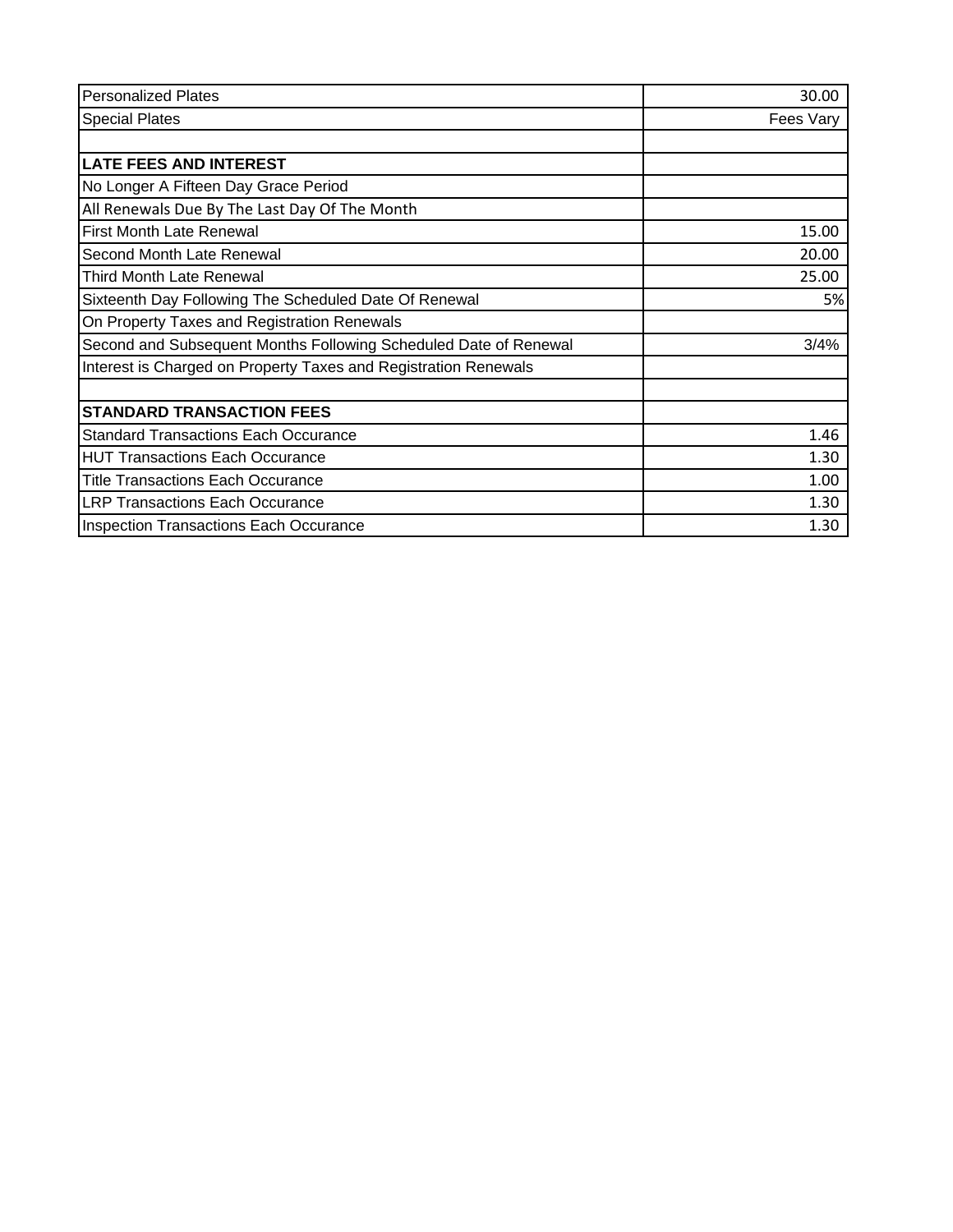| Personalized Plates | 30.00 |
|---|---|
| Special Plates | Fees Vary |
| | |
| **LATE FEES AND INTEREST** | |
| No Longer A Fifteen Day Grace Period | |
| All Renewals Due By The Last Day Of The Month | |
| First Month Late Renewal | 15.00 |
| Second Month Late Renewal | 20.00 |
| Third Month Late Renewal | 25.00 |
| Sixteenth Day Following The Scheduled Date Of Renewal | 5% |
| On Property Taxes and Registration Renewals | |
| Second and Subsequent Months Following Scheduled Date of Renewal | 3/4% |
| Interest is Charged on Property Taxes and Registration Renewals | |
| | |
| **STANDARD TRANSACTION FEES** | |
| Standard Transactions Each Occurance | 1.46 |
| HUT Transactions Each Occurance | 1.30 |
| Title Transactions Each Occurance | 1.00 |
| LRP Transactions Each Occurance | 1.30 |
| Inspection Transactions Each Occurance | 1.30 |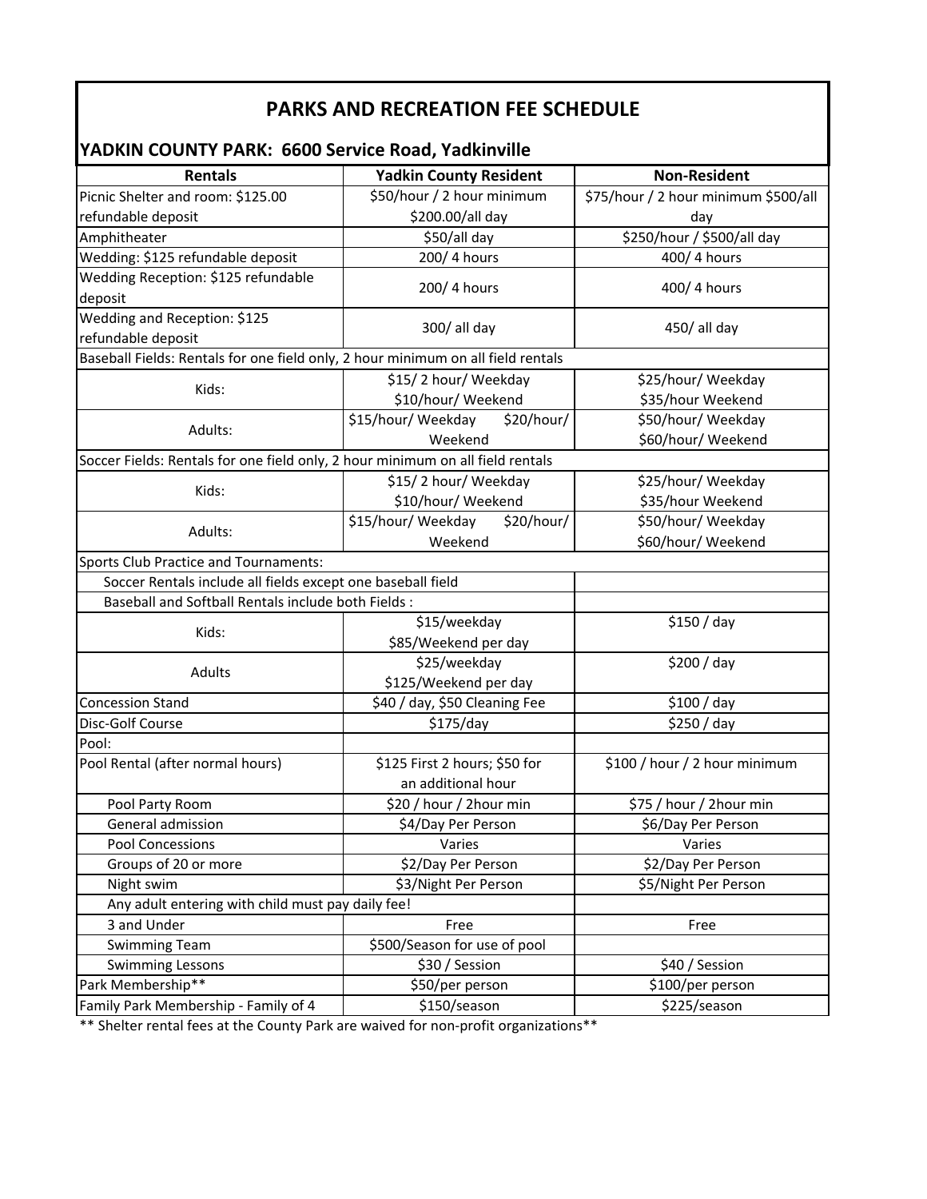# PARKS AND RECREATION FEE SCHEDULE

## YADKIN COUNTY PARK: 6600 Service Road, Yadkinville

| Rentals | Yadkin County Resident | Non-Resident |
|---|---|---|
| Picnic Shelter and room: $125.00 refundable deposit | $50/hour / 2 hour minimum $200.00/all day | $75/hour / 2 hour minimum $500/all day |
| Amphitheater | $50/all day | $250/hour / $500/all day |
| Wedding: $125 refundable deposit | 200/ 4 hours | 400/ 4 hours |
| Wedding Reception: $125 refundable deposit | 200/ 4 hours | 400/ 4 hours |
| Wedding and Reception: $125 refundable deposit | 300/ all day | 450/ all day |
| Baseball Fields: Rentals for one field only, 2 hour minimum on all field rentals | | |
| Kids: | $15/ 2 hour/ Weekday $10/hour/ Weekend | $25/hour/ Weekday $35/hour Weekend |
| Adults: | $15/hour/ Weekday $20/hour/ Weekend | $50/hour/ Weekday $60/hour/ Weekend |
| Soccer Fields: Rentals for one field only, 2 hour minimum on all field rentals | | |
| Kids: | $15/ 2 hour/ Weekday $10/hour/ Weekend | $25/hour/ Weekday $35/hour Weekend |
| Adults: | $15/hour/ Weekday $20/hour/ Weekend | $50/hour/ Weekday $60/hour/ Weekend |
| Sports Club Practice and Tournaments: | | |
| Soccer Rentals include all fields except one baseball field | | |
| Baseball and Softball Rentals include both Fields : | | |
| Kids: | $15/weekday $85/Weekend per day | $150 / day |
| Adults | $25/weekday $125/Weekend per day | $200 / day |
| Concession Stand | $40 / day, $50 Cleaning Fee | $100 / day |
| Disc-Golf Course | $175/day | $250 / day |
| Pool: | | |
| Pool Rental (after normal hours) | $125 First 2 hours; $50 for an additional hour | $100 / hour / 2 hour minimum |
| Pool Party Room | $20 / hour / 2hour min | $75 / hour / 2hour min |
| General admission | $4/Day Per Person | $6/Day Per Person |
| Pool Concessions | Varies | Varies |
| Groups of 20 or more | $2/Day Per Person | $2/Day Per Person |
| Night swim | $3/Night Per Person | $5/Night Per Person |
| Any adult entering with child must pay daily fee! | | |
| 3 and Under | Free | Free |
| Swimming Team | $500/Season for use of pool | |
| Swimming Lessons | $30 / Session | $40 / Session |
| Park Membership** | $50/per person | $100/per person |
| Family Park Membership - Family of 4 | $150/season | $225/season |

** Shelter rental fees at the County Park are waived for non-profit organizations**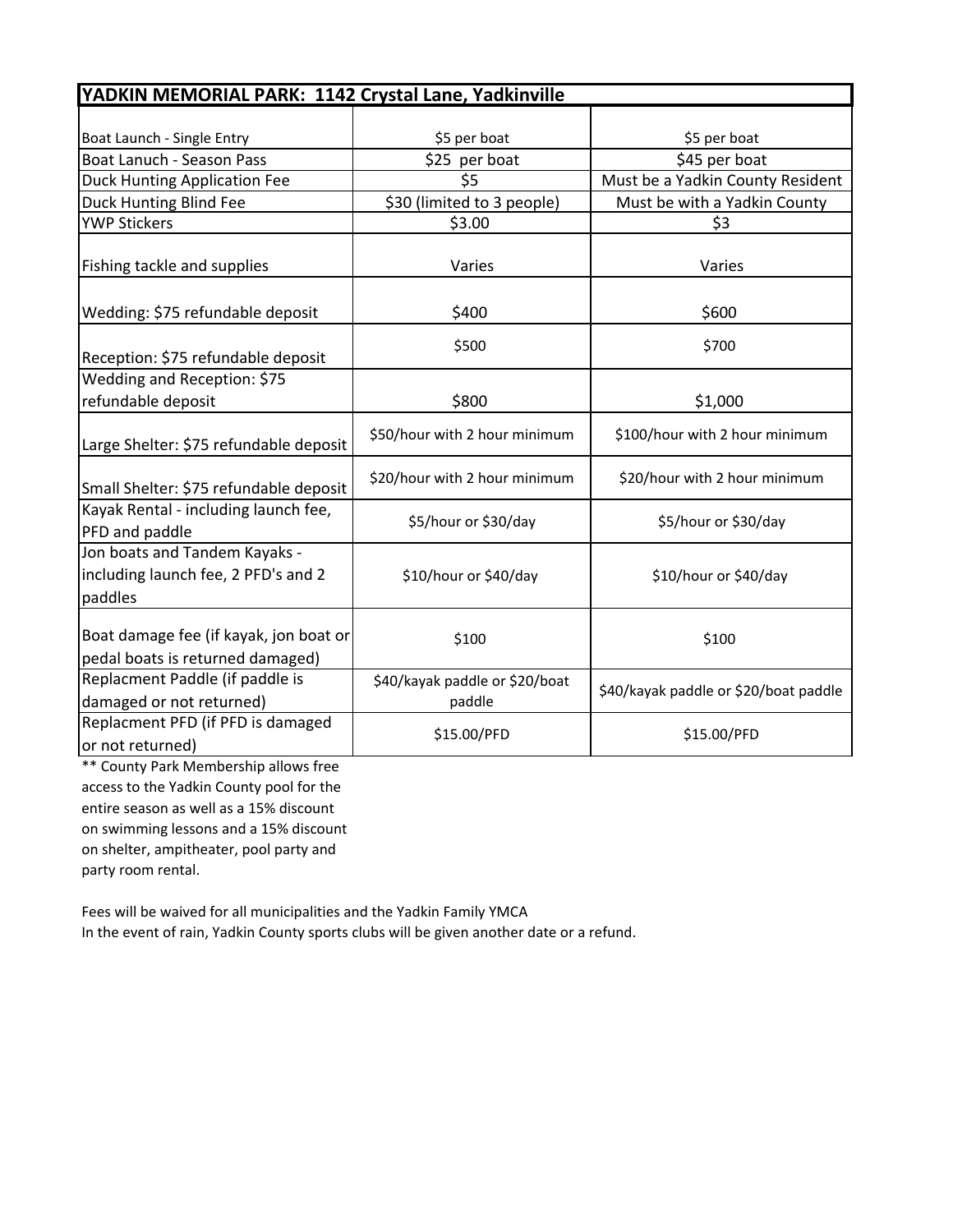| YADKIN MEMORIAL PARK:  1142 Crystal Lane, Yadkinville | | |
|---|---|---|
| Boat Launch - Single Entry | $5 per boat | $5 per boat |
| Boat Lanuch - Season Pass | $25  per boat | $45 per boat |
| Duck Hunting Application Fee | $5 | Must be a Yadkin County Resident |
| Duck Hunting Blind Fee | $30 (limited to 3 people) | Must be with a Yadkin County |
| YWP Stickers | $3.00 | $3 |
| Fishing tackle and supplies | Varies | Varies |
| Wedding: $75 refundable deposit | $400 | $600 |
| Reception: $75 refundable deposit | $500 | $700 |
| Wedding and Reception: $75 refundable deposit | $800 | $1,000 |
| Large Shelter: $75 refundable deposit | $50/hour with 2 hour minimum | $100/hour with 2 hour minimum |
| Small Shelter: $75 refundable deposit | $20/hour with 2 hour minimum | $20/hour with 2 hour minimum |
| Kayak Rental - including launch fee, PFD and paddle | $5/hour or $30/day | $5/hour or $30/day |
| Jon boats and Tandem Kayaks - including launch fee, 2 PFD's and 2 paddles | $10/hour or $40/day | $10/hour or $40/day |
| Boat damage fee (if kayak, jon boat or pedal boats is returned damaged) | $100 | $100 |
| Replacment Paddle (if paddle is damaged or not returned) | $40/kayak paddle or $20/boat paddle | $40/kayak paddle or $20/boat paddle |
| Replacment PFD (if PFD is damaged or not returned) | $15.00/PFD | $15.00/PFD |

** County Park Membership allows free access to the Yadkin County pool for the entire season as well as a 15% discount on swimming lessons and a 15% discount on shelter, ampitheater, pool party and party room rental.

Fees will be waived for all municipalities and the Yadkin Family YMCA
In the event of rain, Yadkin County sports clubs will be given another date or a refund.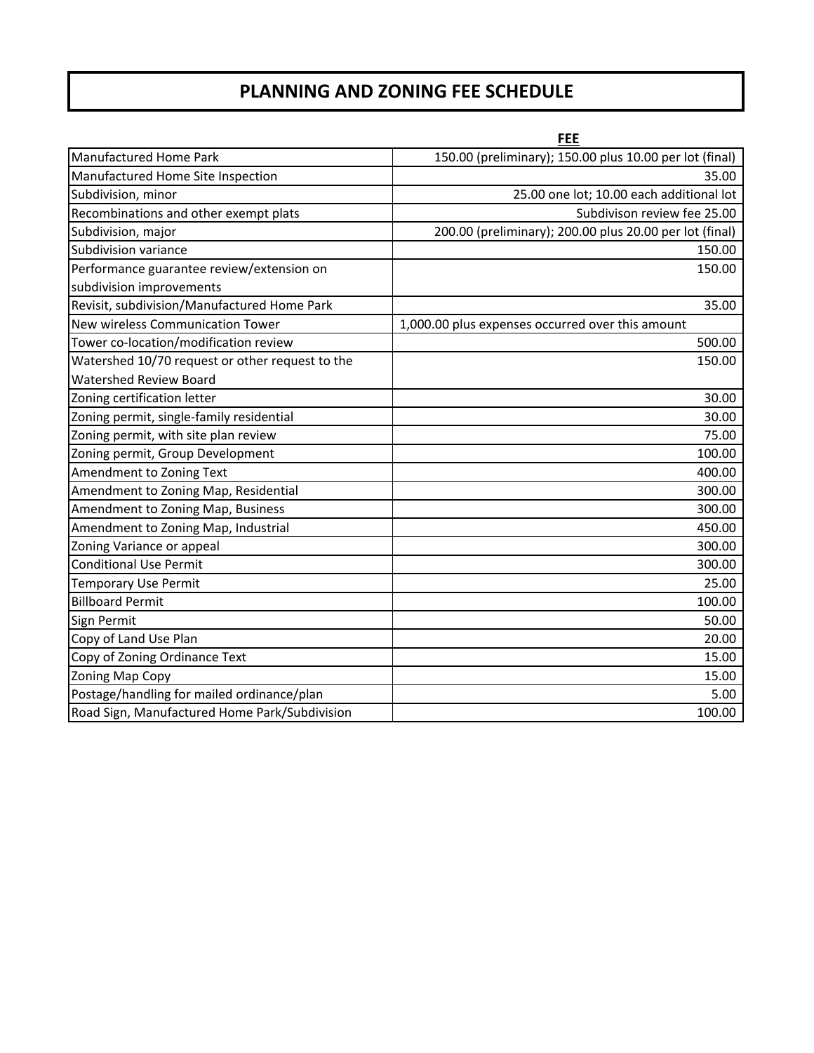# PLANNING AND ZONING FEE SCHEDULE

| | FEE |
|---|---|
| Manufactured Home Park | 150.00 (preliminary); 150.00 plus 10.00 per lot (final) |
| Manufactured Home Site Inspection | 35.00 |
| Subdivision, minor | 25.00 one lot; 10.00 each additional lot |
| Recombinations and other exempt plats | Subdivison review fee 25.00 |
| Subdivision, major | 200.00 (preliminary); 200.00 plus 20.00 per lot (final) |
| Subdivision variance | 150.00 |
| Performance guarantee review/extension on subdivision improvements | 150.00 |
| Revisit, subdivision/Manufactured Home Park | 35.00 |
| New wireless Communication Tower | 1,000.00 plus expenses occurred over this amount |
| Tower co-location/modification review | 500.00 |
| Watershed 10/70 request or other request to the Watershed Review Board | 150.00 |
| Zoning certification letter | 30.00 |
| Zoning permit, single-family residential | 30.00 |
| Zoning permit, with site plan review | 75.00 |
| Zoning permit, Group Development | 100.00 |
| Amendment to Zoning Text | 400.00 |
| Amendment to Zoning Map, Residential | 300.00 |
| Amendment to Zoning Map, Business | 300.00 |
| Amendment to Zoning Map, Industrial | 450.00 |
| Zoning Variance or appeal | 300.00 |
| Conditional Use Permit | 300.00 |
| Temporary Use Permit | 25.00 |
| Billboard Permit | 100.00 |
| Sign Permit | 50.00 |
| Copy of Land Use Plan | 20.00 |
| Copy of Zoning Ordinance Text | 15.00 |
| Zoning Map Copy | 15.00 |
| Postage/handling for mailed ordinance/plan | 5.00 |
| Road Sign, Manufactured Home Park/Subdivision | 100.00 |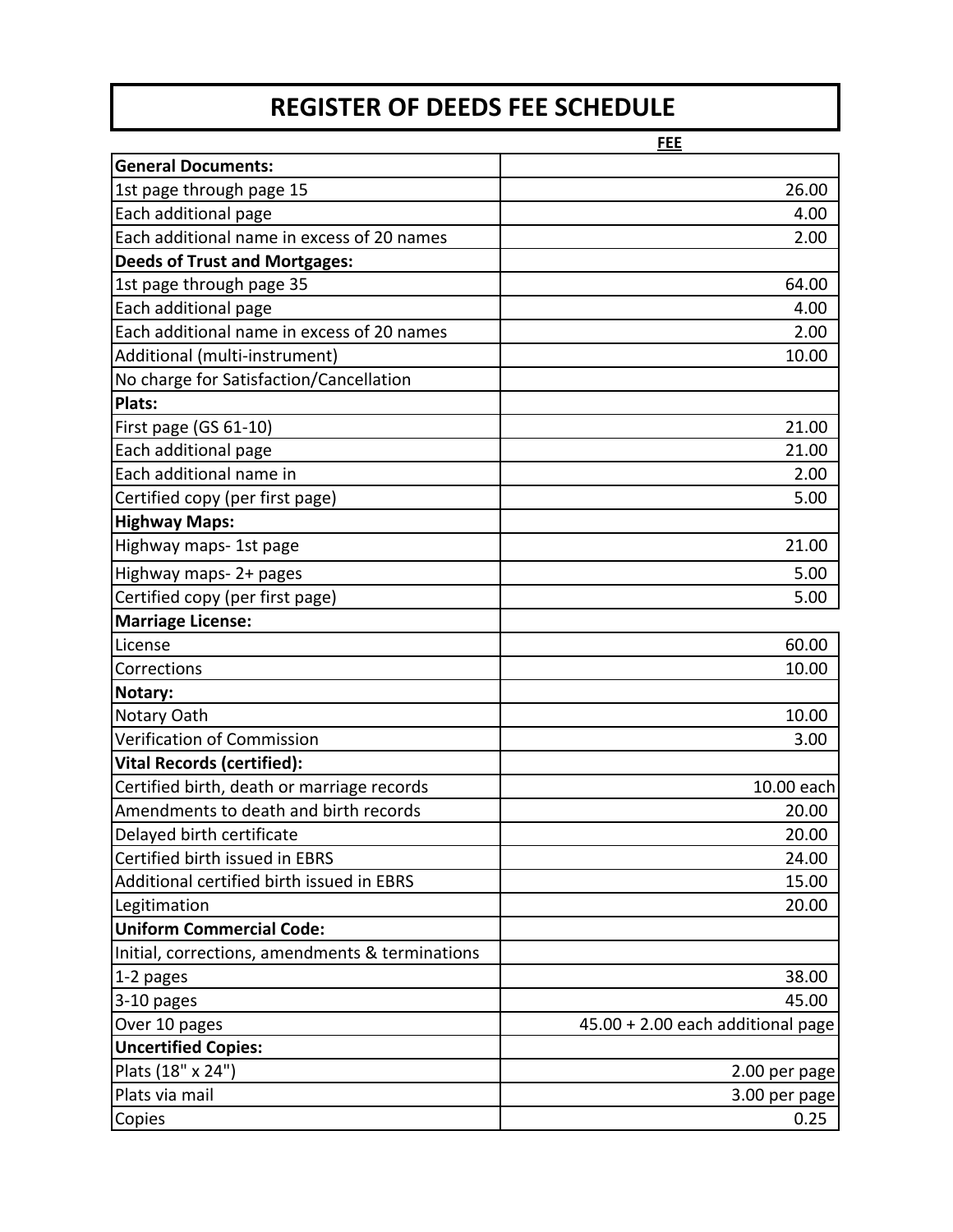# REGISTER OF DEEDS FEE SCHEDULE

| | FEE |
|---|---|
| **General Documents:** | |
| 1st page through page 15 | 26.00 |
| Each additional page | 4.00 |
| Each additional name in excess of 20 names | 2.00 |
| **Deeds of Trust and Mortgages:** | |
| 1st page through page 35 | 64.00 |
| Each additional page | 4.00 |
| Each additional name in excess of 20 names | 2.00 |
| Additional (multi-instrument) | 10.00 |
| No charge for Satisfaction/Cancellation | |
| **Plats:** | |
| First page (GS 61-10) | 21.00 |
| Each additional page | 21.00 |
| Each additional name in | 2.00 |
| Certified copy (per first page) | 5.00 |
| **Highway Maps:** | |
| Highway maps- 1st page | 21.00 |
| Highway maps- 2+ pages | 5.00 |
| Certified copy (per first page) | 5.00 |
| **Marriage License:** | |
| License | 60.00 |
| Corrections | 10.00 |
| **Notary:** | |
| Notary Oath | 10.00 |
| Verification of Commission | 3.00 |
| **Vital Records (certified):** | |
| Certified birth, death or marriage records | 10.00 each |
| Amendments to death and birth records | 20.00 |
| Delayed birth certificate | 20.00 |
| Certified birth issued in EBRS | 24.00 |
| Additional certified birth issued in EBRS | 15.00 |
| Legitimation | 20.00 |
| **Uniform Commercial Code:** | |
| Initial, corrections, amendments & terminations | |
| 1-2 pages | 38.00 |
| 3-10 pages | 45.00 |
| Over 10 pages | 45.00 + 2.00 each additional page |
| **Uncertified Copies:** | |
| Plats (18" x 24") | 2.00 per page |
| Plats via mail | 3.00 per page |
| Copies | 0.25 |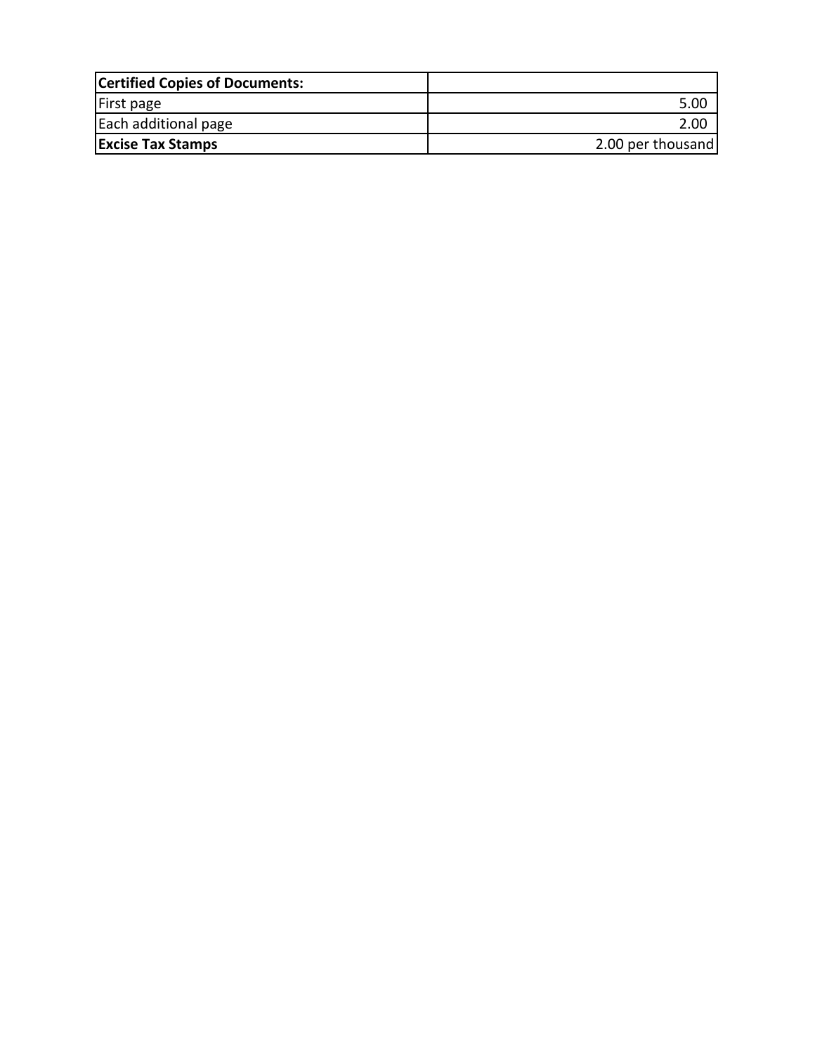| **Certified Copies of Documents:** | |
| --- | --- |
| First page | 5.00 |
| Each additional page | 2.00 |
| **Excise Tax Stamps** | 2.00 per thousand |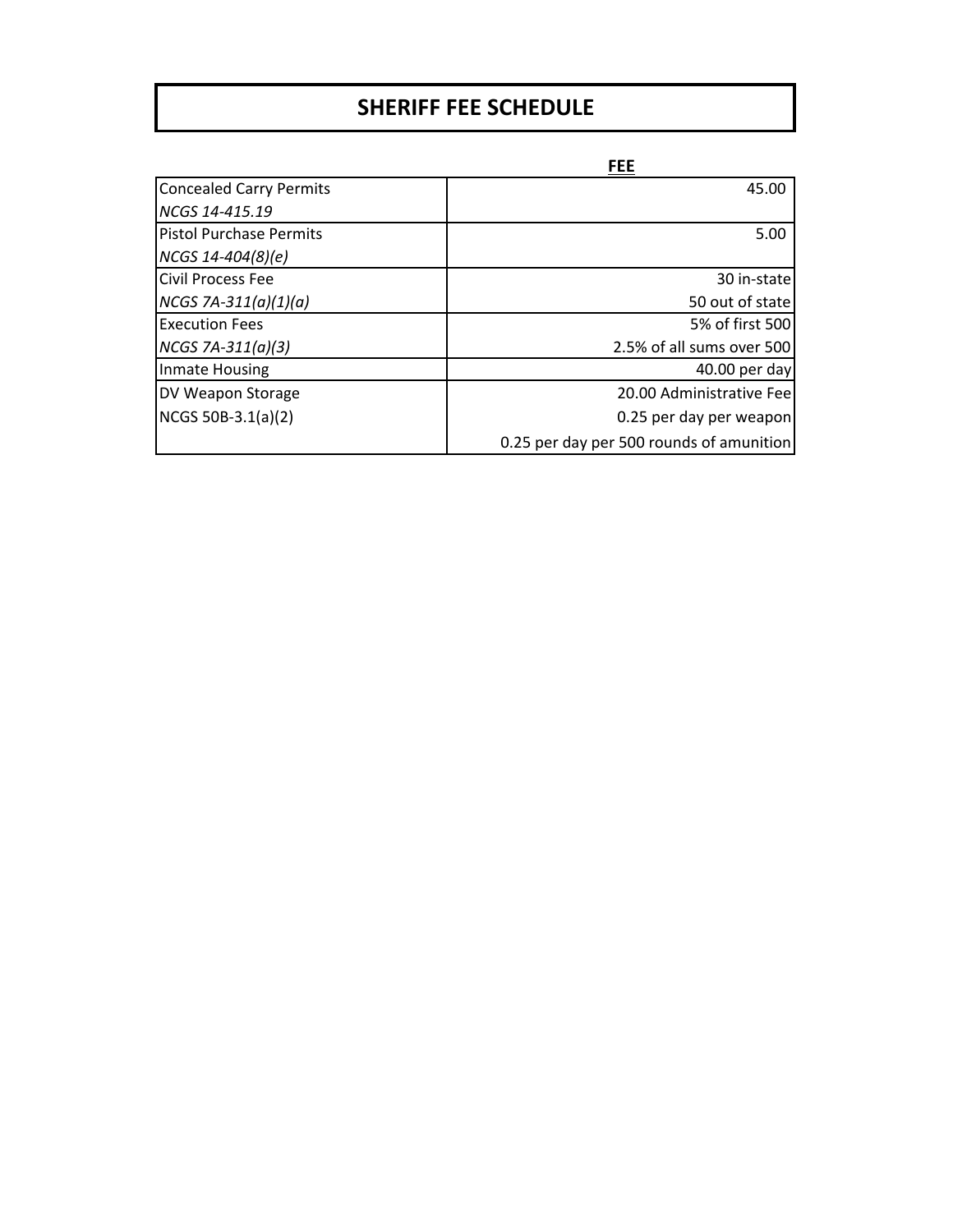# SHERIFF FEE SCHEDULE

| | FEE |
|---|---|
| Concealed Carry Permits<br>*NCGS 14-415.19* | 45.00 |
| Pistol Purchase Permits<br>*NCGS 14-404(8)(e)* | 5.00 |
| Civil Process Fee<br>*NCGS 7A-311(a)(1)(a)* | 30 in-state<br>50 out of state |
| Execution Fees<br>*NCGS 7A-311(a)(3)* | 5% of first 500<br>2.5% of all sums over 500 |
| Inmate Housing | 40.00 per day |
| DV Weapon Storage<br>NCGS 50B-3.1(a)(2) | 20.00 Administrative Fee<br>0.25 per day per weapon<br>0.25 per day per 500 rounds of amunition |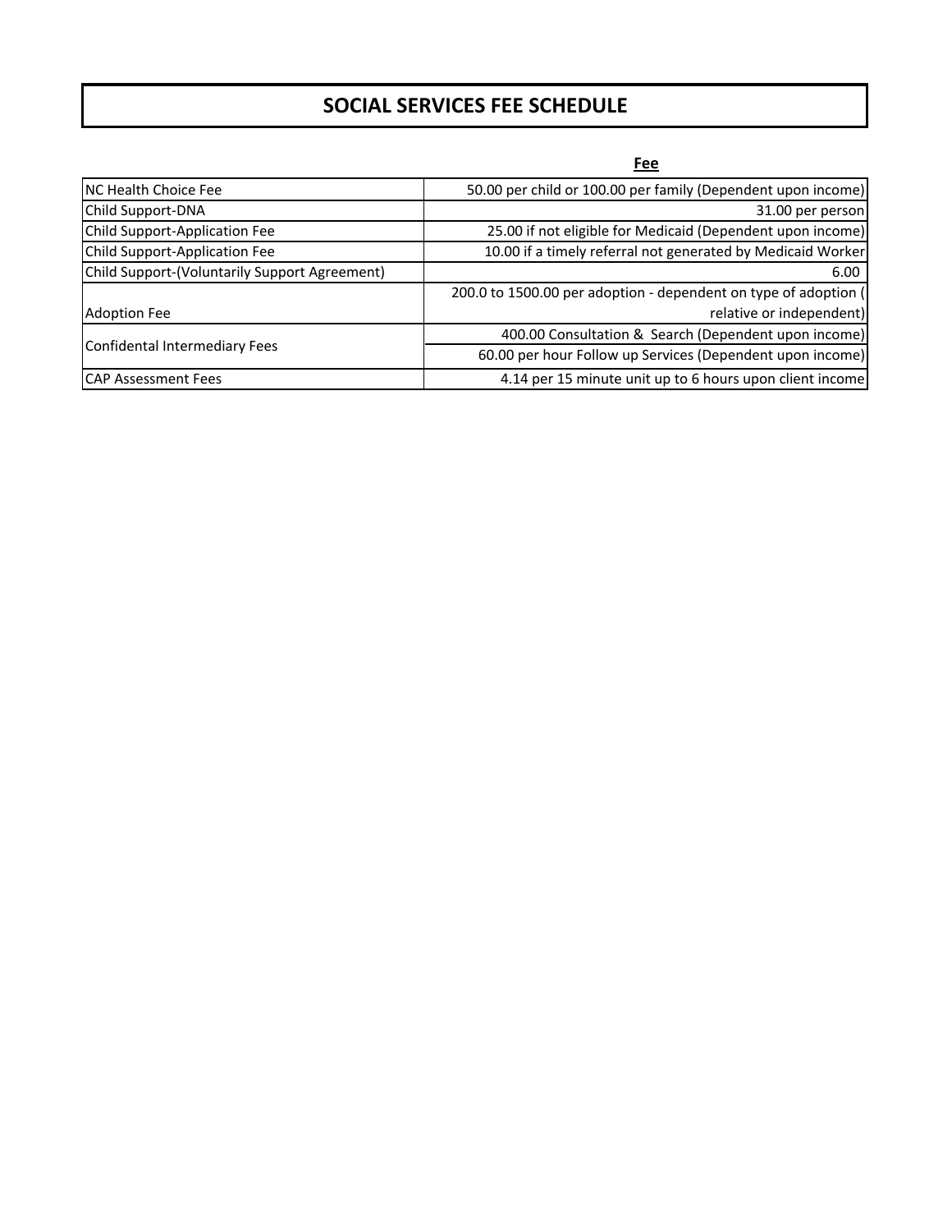# SOCIAL SERVICES FEE SCHEDULE

| | Fee |
|---|---|
| NC Health Choice Fee | 50.00 per child or 100.00 per family (Dependent upon income) |
| Child Support-DNA | 31.00 per person |
| Child Support-Application Fee | 25.00 if not eligible for Medicaid (Dependent upon income) |
| Child Support-Application Fee | 10.00 if a timely referral not generated by Medicaid Worker |
| Child Support-(Voluntarily Support Agreement) | 6.00 |
| Adoption Fee | 200.0 to 1500.00 per adoption - dependent on type of adoption ( relative or independent) |
| Confidental Intermediary Fees | 400.00 Consultation & Search (Dependent upon income) |
| | 60.00 per hour Follow up Services (Dependent upon income) |
| CAP Assessment Fees | 4.14 per 15 minute unit up to 6 hours upon client income |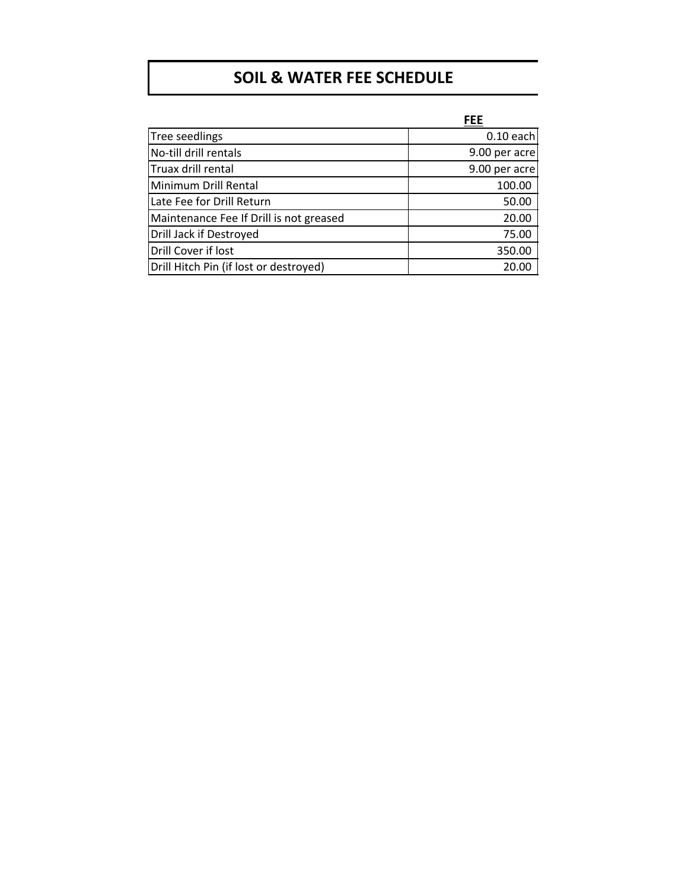# SOIL & WATER FEE SCHEDULE

| | FEE |
|---|---|
| Tree seedlings | 0.10 each |
| No-till drill rentals | 9.00 per acre |
| Truax drill rental | 9.00 per acre |
| Minimum Drill Rental | 100.00 |
| Late Fee for Drill Return | 50.00 |
| Maintenance Fee If Drill is not greased | 20.00 |
| Drill Jack if Destroyed | 75.00 |
| Drill Cover if lost | 350.00 |
| Drill Hitch Pin (if lost or destroyed) | 20.00 |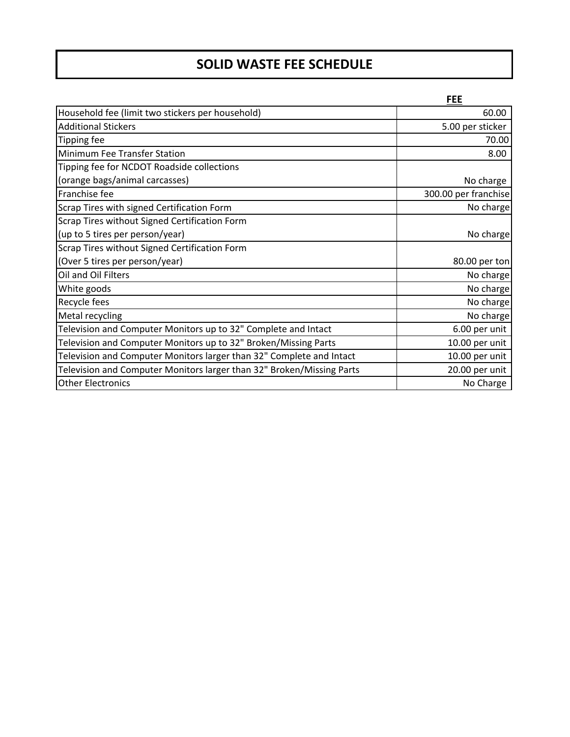# SOLID WASTE FEE SCHEDULE

| | FEE |
|---|---|
| Household fee (limit two stickers per household) | 60.00 |
| Additional Stickers | 5.00 per sticker |
| Tipping fee | 70.00 |
| Minimum Fee Transfer Station | 8.00 |
| Tipping fee for NCDOT Roadside collections (orange bags/animal carcasses) | No charge |
| Franchise fee | 300.00 per franchise |
| Scrap Tires with signed Certification Form | No charge |
| Scrap Tires without Signed Certification Form (up to 5 tires per person/year) | No charge |
| Scrap Tires without Signed Certification Form (Over 5 tires per person/year) | 80.00 per ton |
| Oil and Oil Filters | No charge |
| White goods | No charge |
| Recycle fees | No charge |
| Metal recycling | No charge |
| Television and Computer Monitors up to 32" Complete and Intact | 6.00 per unit |
| Television and Computer Monitors up to 32" Broken/Missing Parts | 10.00 per unit |
| Television and Computer Monitors larger than 32" Complete and Intact | 10.00 per unit |
| Television and Computer Monitors larger than 32" Broken/Missing Parts | 20.00 per unit |
| Other Electronics | No Charge |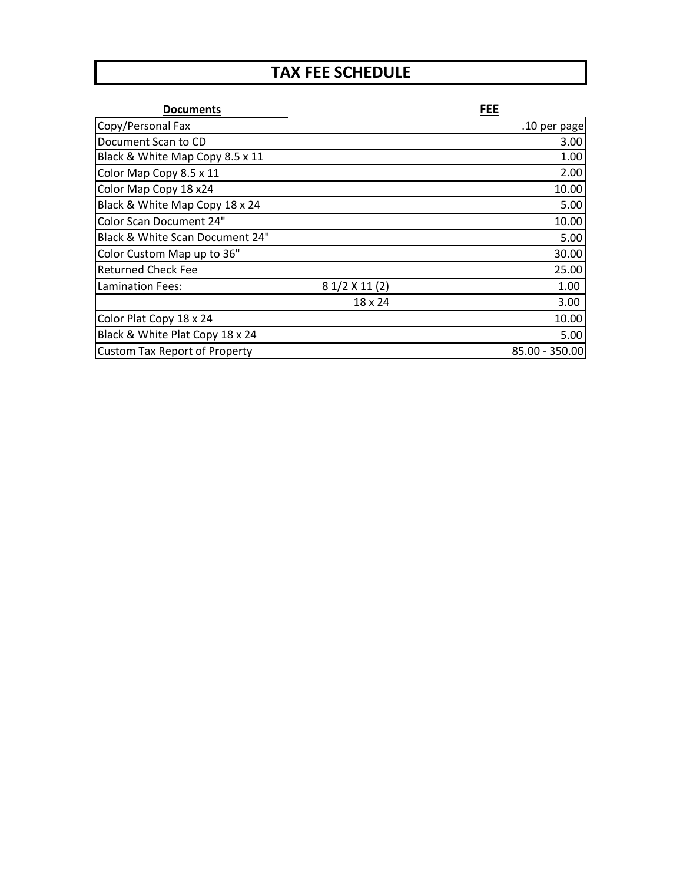# TAX FEE SCHEDULE

| Documents | | FEE |
|---|---|---|
| Copy/Personal Fax | | .10 per page |
| Document Scan to CD | | 3.00 |
| Black & White Map Copy 8.5 x 11 | | 1.00 |
| Color Map Copy 8.5 x 11 | | 2.00 |
| Color Map Copy 18 x24 | | 10.00 |
| Black & White Map Copy 18 x 24 | | 5.00 |
| Color Scan Document 24" | | 10.00 |
| Black & White Scan Document 24" | | 5.00 |
| Color Custom Map up to 36" | | 30.00 |
| Returned Check Fee | | 25.00 |
| Lamination Fees: | 8 1/2 X 11 (2) | 1.00 |
| | 18 x 24 | 3.00 |
| Color Plat Copy 18 x 24 | | 10.00 |
| Black & White Plat Copy 18 x 24 | | 5.00 |
| Custom Tax Report of Property | | 85.00 - 350.00 |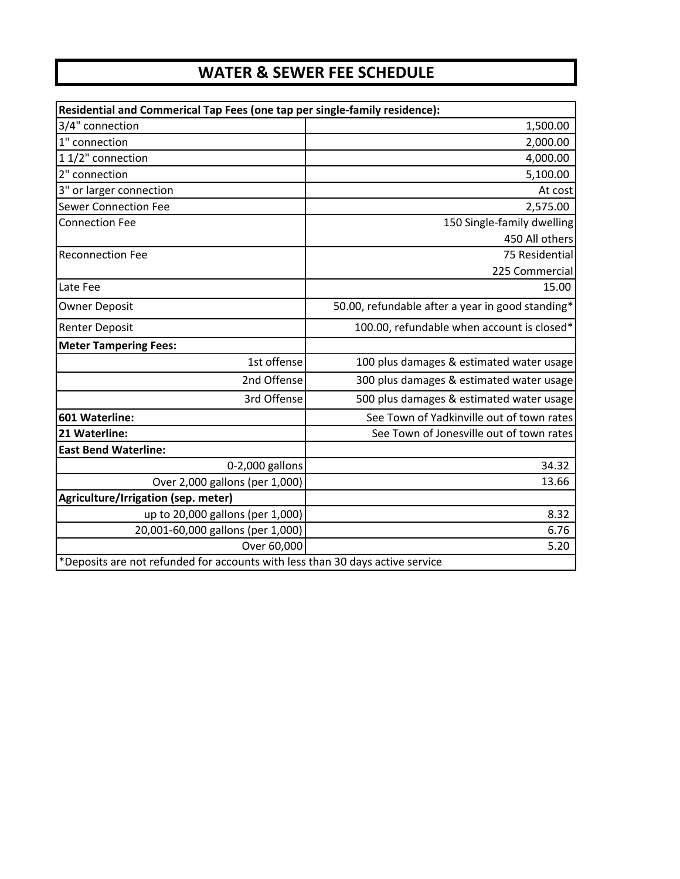# WATER & SEWER FEE SCHEDULE

| | |
|---|---|
| **Residential and Commerical Tap Fees (one tap per single-family residence):** | |
| 3/4" connection | 1,500.00 |
| 1" connection | 2,000.00 |
| 1 1/2" connection | 4,000.00 |
| 2" connection | 5,100.00 |
| 3" or larger connection | At cost |
| Sewer Connection Fee | 2,575.00 |
| Connection Fee | 150 Single-family dwelling<br>450 All others |
| Reconnection Fee | 75 Residential<br>225 Commercial |
| Late Fee | 15.00 |
| Owner Deposit | 50.00, refundable after a year in good standing* |
| Renter Deposit | 100.00, refundable when account is closed* |
| **Meter Tampering Fees:** | |
| 1st offense | 100 plus damages & estimated water usage |
| 2nd Offense | 300 plus damages & estimated water usage |
| 3rd Offense | 500 plus damages & estimated water usage |
| **601 Waterline:** | See Town of Yadkinville out of town rates |
| **21 Waterline:** | See Town of Jonesville out of town rates |
| **East Bend Waterline:** | |
| 0-2,000 gallons | 34.32 |
| Over 2,000 gallons (per 1,000) | 13.66 |
| **Agriculture/Irrigation (sep. meter)** | |
| up to 20,000 gallons (per 1,000) | 8.32 |
| 20,001-60,000 gallons (per 1,000) | 6.76 |
| Over 60,000 | 5.20 |
| *Deposits are not refunded for accounts with less than 30 days active service | |